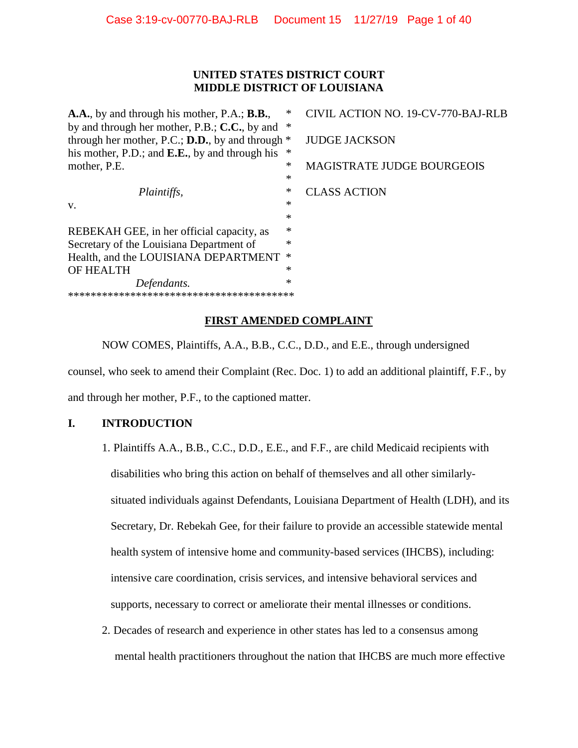**UNITED STATES DISTRICT COURT**
**MIDDLE DISTRICT OF LOUISIANA**

| | | |
|---|---|---|
| **A.A.**, by and through his mother, P.A.; **B.B.**, by and through her mother, P.B.; **C.C.**, by and through her mother, P.C.; **D.D.**, by and through his mother, P.D.; and **E.E.**, by and through his mother, P.E. | * | CIVIL ACTION NO. 19-CV-770-BAJ-RLB |
| | * | JUDGE JACKSON |
| *Plaintiffs*, | * | MAGISTRATE JUDGE BOURGEOIS |
| v. | * | CLASS ACTION |
| REBEKAH GEE, in her official capacity, as Secretary of the Louisiana Department of Health, and the LOUISIANA DEPARTMENT OF HEALTH | * | |
| *Defendants.* | * | |

****************************************

## FIRST AMENDED COMPLAINT

NOW COMES, Plaintiffs, A.A., B.B., C.C., D.D., and E.E., through undersigned counsel, who seek to amend their Complaint (Rec. Doc. 1) to add an additional plaintiff, F.F., by and through her mother, P.F., to the captioned matter.

## I. INTRODUCTION

1. Plaintiffs A.A., B.B., C.C., D.D., E.E., and F.F., are child Medicaid recipients with disabilities who bring this action on behalf of themselves and all other similarly-situated individuals against Defendants, Louisiana Department of Health (LDH), and its Secretary, Dr. Rebekah Gee, for their failure to provide an accessible statewide mental health system of intensive home and community-based services (IHCBS), including: intensive care coordination, crisis services, and intensive behavioral services and supports, necessary to correct or ameliorate their mental illnesses or conditions.

2. Decades of research and experience in other states has led to a consensus among mental health practitioners throughout the nation that IHCBS are much more effective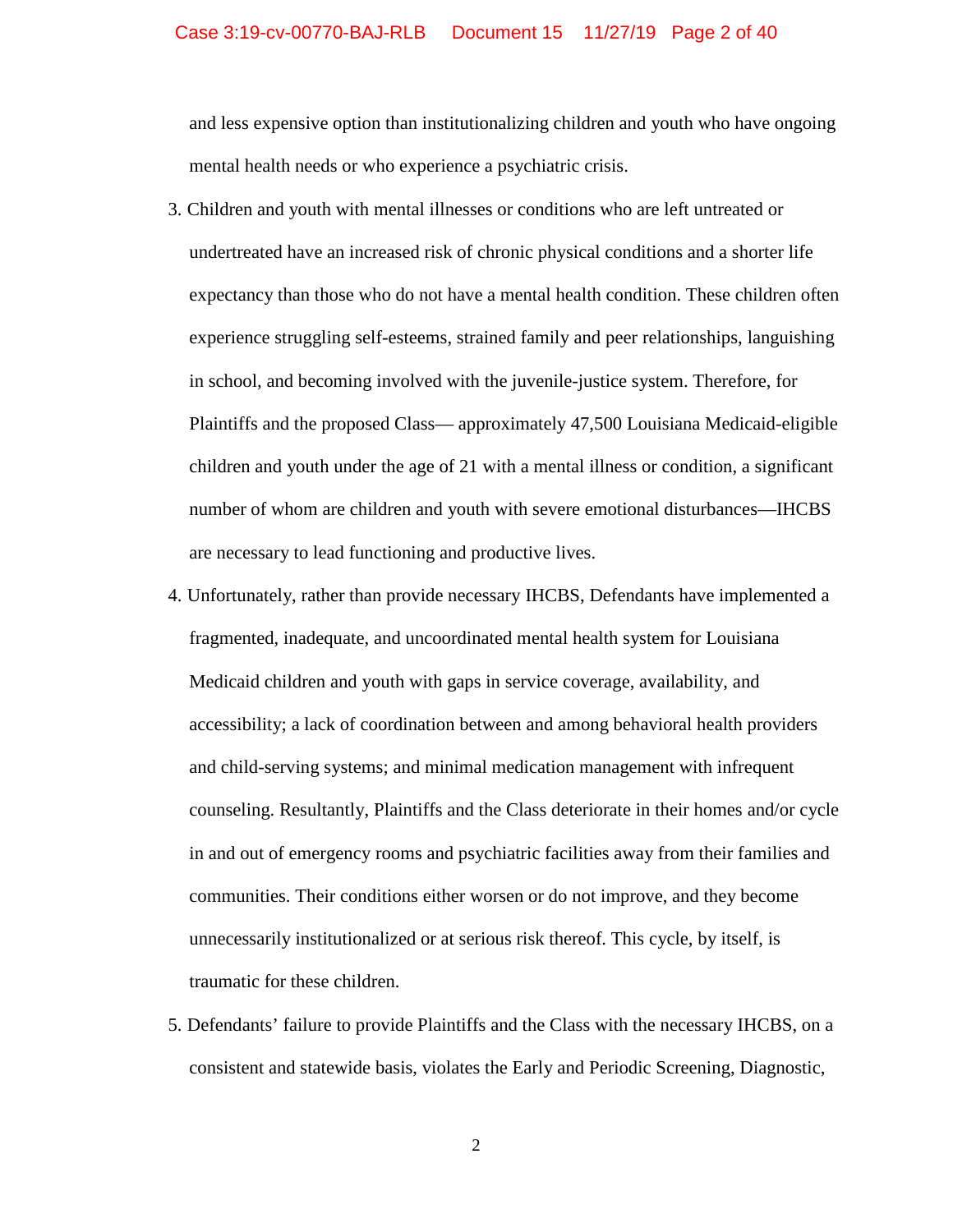and less expensive option than institutionalizing children and youth who have ongoing mental health needs or who experience a psychiatric crisis.

3. Children and youth with mental illnesses or conditions who are left untreated or undertreated have an increased risk of chronic physical conditions and a shorter life expectancy than those who do not have a mental health condition. These children often experience struggling self-esteems, strained family and peer relationships, languishing in school, and becoming involved with the juvenile-justice system. Therefore, for Plaintiffs and the proposed Class— approximately 47,500 Louisiana Medicaid-eligible children and youth under the age of 21 with a mental illness or condition, a significant number of whom are children and youth with severe emotional disturbances—IHCBS are necessary to lead functioning and productive lives.

4. Unfortunately, rather than provide necessary IHCBS, Defendants have implemented a fragmented, inadequate, and uncoordinated mental health system for Louisiana Medicaid children and youth with gaps in service coverage, availability, and accessibility; a lack of coordination between and among behavioral health providers and child-serving systems; and minimal medication management with infrequent counseling. Resultantly, Plaintiffs and the Class deteriorate in their homes and/or cycle in and out of emergency rooms and psychiatric facilities away from their families and communities. Their conditions either worsen or do not improve, and they become unnecessarily institutionalized or at serious risk thereof. This cycle, by itself, is traumatic for these children.

5. Defendants' failure to provide Plaintiffs and the Class with the necessary IHCBS, on a consistent and statewide basis, violates the Early and Periodic Screening, Diagnostic,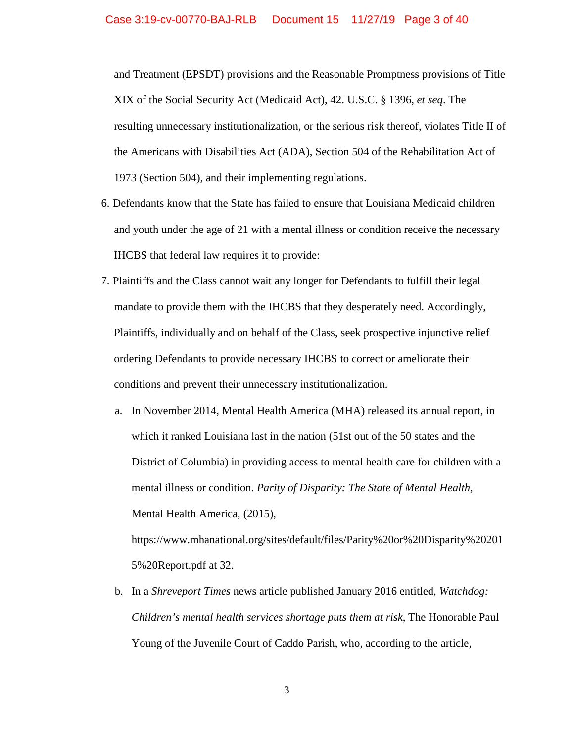and Treatment (EPSDT) provisions and the Reasonable Promptness provisions of Title XIX of the Social Security Act (Medicaid Act), 42. U.S.C. § 1396, *et seq*. The resulting unnecessary institutionalization, or the serious risk thereof, violates Title II of the Americans with Disabilities Act (ADA), Section 504 of the Rehabilitation Act of 1973 (Section 504), and their implementing regulations.

6. Defendants know that the State has failed to ensure that Louisiana Medicaid children and youth under the age of 21 with a mental illness or condition receive the necessary IHCBS that federal law requires it to provide:

7. Plaintiffs and the Class cannot wait any longer for Defendants to fulfill their legal mandate to provide them with the IHCBS that they desperately need. Accordingly, Plaintiffs, individually and on behalf of the Class, seek prospective injunctive relief ordering Defendants to provide necessary IHCBS to correct or ameliorate their conditions and prevent their unnecessary institutionalization.

   a. In November 2014, Mental Health America (MHA) released its annual report, in which it ranked Louisiana last in the nation (51st out of the 50 states and the District of Columbia) in providing access to mental health care for children with a mental illness or condition. *Parity of Disparity: The State of Mental Health*, Mental Health America, (2015), https://www.mhanational.org/sites/default/files/Parity%20or%20Disparity%202015%20Report.pdf at 32.

   b. In a *Shreveport Times* news article published January 2016 entitled, *Watchdog: Children's mental health services shortage puts them at risk*, The Honorable Paul Young of the Juvenile Court of Caddo Parish, who, according to the article,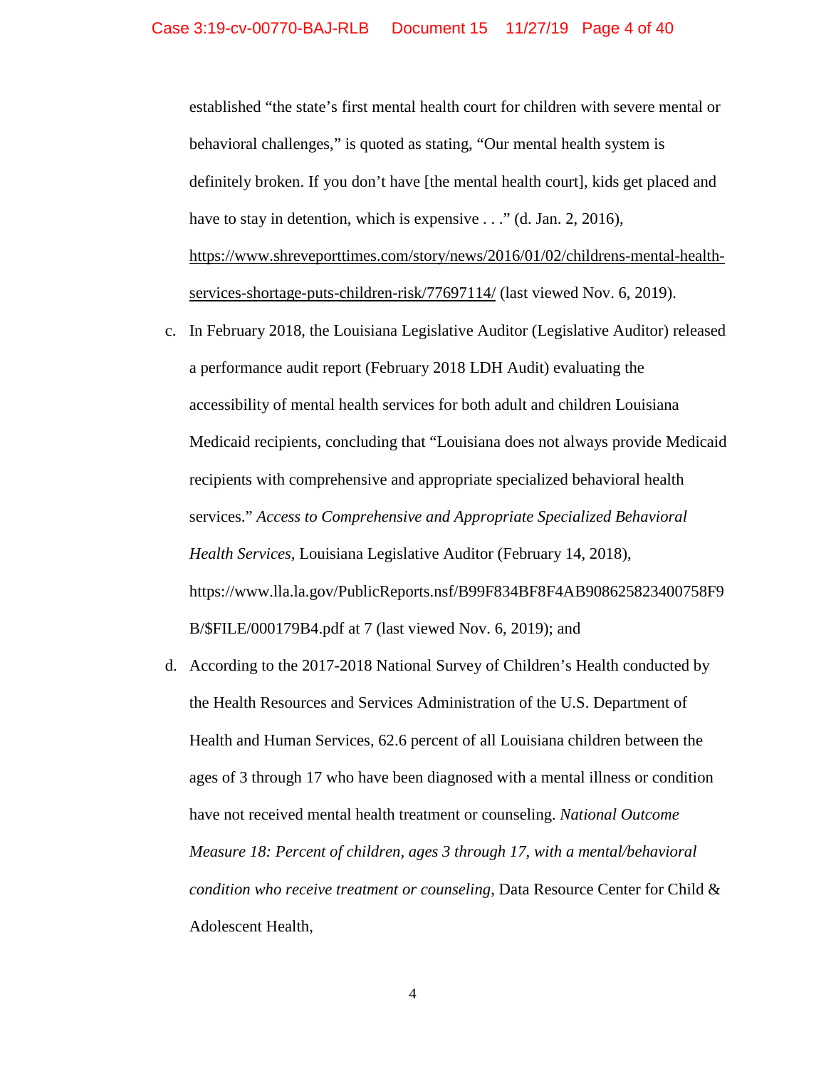established "the state's first mental health court for children with severe mental or behavioral challenges," is quoted as stating, "Our mental health system is definitely broken. If you don't have [the mental health court], kids get placed and have to stay in detention, which is expensive . . ." (d. Jan. 2, 2016), https://www.shreveporttimes.com/story/news/2016/01/02/childrens-mental-health-services-shortage-puts-children-risk/77697114/ (last viewed Nov. 6, 2019).

c. In February 2018, the Louisiana Legislative Auditor (Legislative Auditor) released a performance audit report (February 2018 LDH Audit) evaluating the accessibility of mental health services for both adult and children Louisiana Medicaid recipients, concluding that "Louisiana does not always provide Medicaid recipients with comprehensive and appropriate specialized behavioral health services." *Access to Comprehensive and Appropriate Specialized Behavioral Health Services*, Louisiana Legislative Auditor (February 14, 2018), https://www.lla.la.gov/PublicReports.nsf/B99F834BF8F4AB908625823400758F9B/$FILE/000179B4.pdf at 7 (last viewed Nov. 6, 2019); and

d. According to the 2017-2018 National Survey of Children's Health conducted by the Health Resources and Services Administration of the U.S. Department of Health and Human Services, 62.6 percent of all Louisiana children between the ages of 3 through 17 who have been diagnosed with a mental illness or condition have not received mental health treatment or counseling. *National Outcome Measure 18: Percent of children, ages 3 through 17, with a mental/behavioral condition who receive treatment or counseling*, Data Resource Center for Child & Adolescent Health,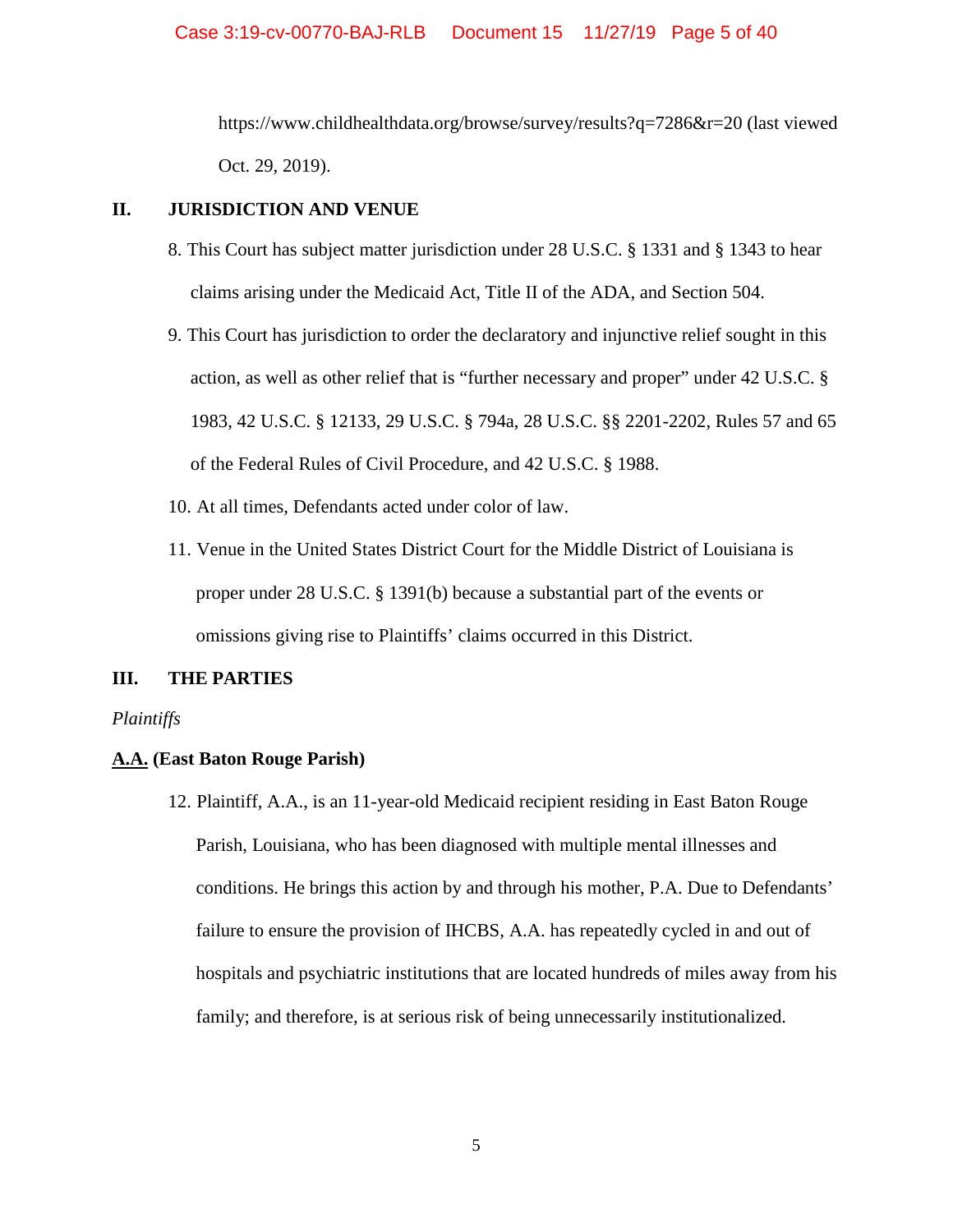https://www.childhealthdata.org/browse/survey/results?q=7286&r=20 (last viewed Oct. 29, 2019).

## II. JURISDICTION AND VENUE

8. This Court has subject matter jurisdiction under 28 U.S.C. § 1331 and § 1343 to hear claims arising under the Medicaid Act, Title II of the ADA, and Section 504.

9. This Court has jurisdiction to order the declaratory and injunctive relief sought in this action, as well as other relief that is "further necessary and proper" under 42 U.S.C. § 1983, 42 U.S.C. § 12133, 29 U.S.C. § 794a, 28 U.S.C. §§ 2201-2202, Rules 57 and 65 of the Federal Rules of Civil Procedure, and 42 U.S.C. § 1988.

10. At all times, Defendants acted under color of law.

11. Venue in the United States District Court for the Middle District of Louisiana is proper under 28 U.S.C. § 1391(b) because a substantial part of the events or omissions giving rise to Plaintiffs' claims occurred in this District.

## III. THE PARTIES

*Plaintiffs*

**<u>A.A.</u> (East Baton Rouge Parish)**

12. Plaintiff, A.A., is an 11-year-old Medicaid recipient residing in East Baton Rouge Parish, Louisiana, who has been diagnosed with multiple mental illnesses and conditions. He brings this action by and through his mother, P.A. Due to Defendants' failure to ensure the provision of IHCBS, A.A. has repeatedly cycled in and out of hospitals and psychiatric institutions that are located hundreds of miles away from his family; and therefore, is at serious risk of being unnecessarily institutionalized.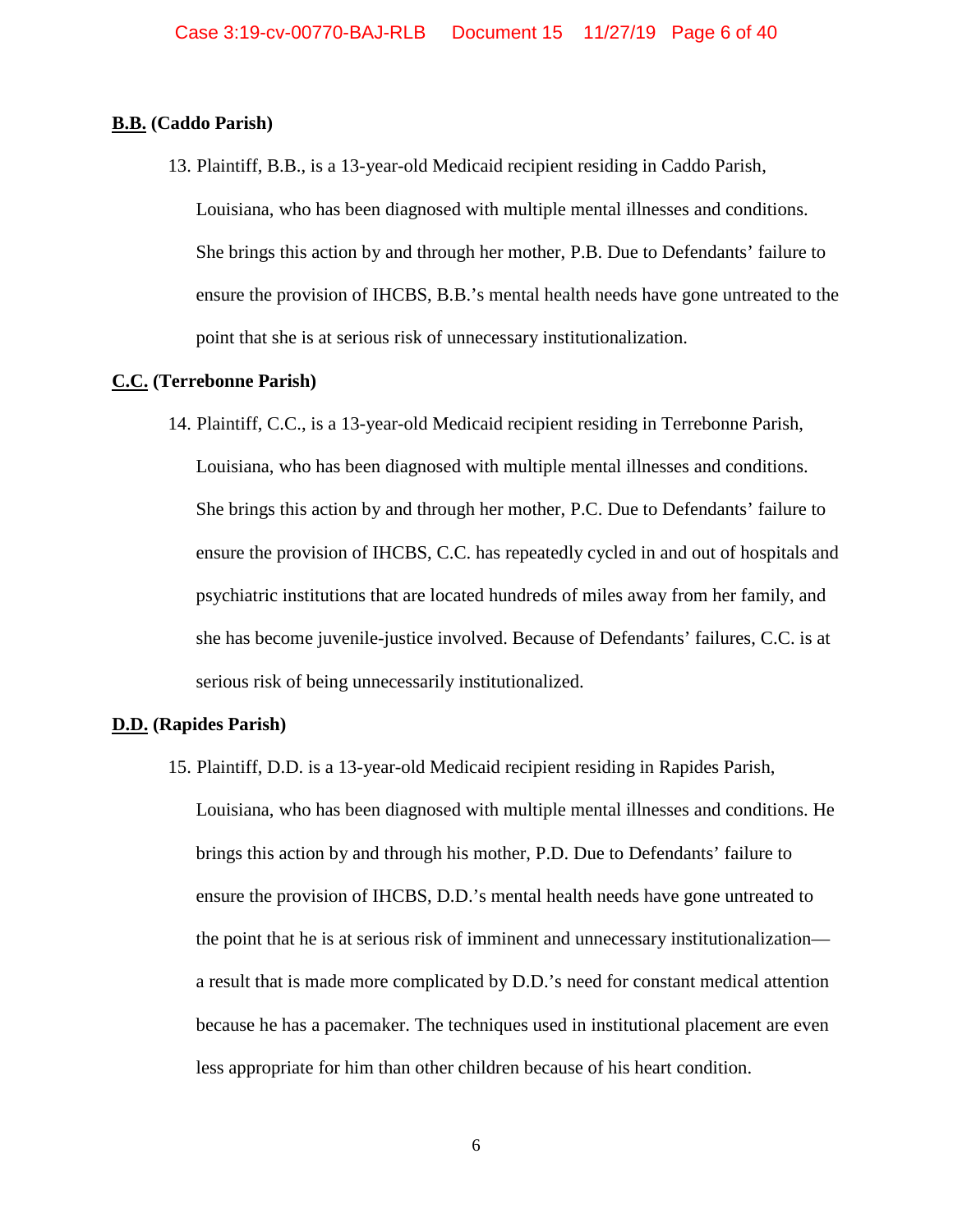**<u>B.B.</u> (Caddo Parish)**

13. Plaintiff, B.B., is a 13-year-old Medicaid recipient residing in Caddo Parish, Louisiana, who has been diagnosed with multiple mental illnesses and conditions. She brings this action by and through her mother, P.B. Due to Defendants' failure to ensure the provision of IHCBS, B.B.'s mental health needs have gone untreated to the point that she is at serious risk of unnecessary institutionalization.

**<u>C.C.</u> (Terrebonne Parish)**

14. Plaintiff, C.C., is a 13-year-old Medicaid recipient residing in Terrebonne Parish, Louisiana, who has been diagnosed with multiple mental illnesses and conditions. She brings this action by and through her mother, P.C. Due to Defendants' failure to ensure the provision of IHCBS, C.C. has repeatedly cycled in and out of hospitals and psychiatric institutions that are located hundreds of miles away from her family, and she has become juvenile-justice involved. Because of Defendants' failures, C.C. is at serious risk of being unnecessarily institutionalized.

**<u>D.D.</u> (Rapides Parish)**

15. Plaintiff, D.D. is a 13-year-old Medicaid recipient residing in Rapides Parish, Louisiana, who has been diagnosed with multiple mental illnesses and conditions. He brings this action by and through his mother, P.D. Due to Defendants' failure to ensure the provision of IHCBS, D.D.'s mental health needs have gone untreated to the point that he is at serious risk of imminent and unnecessary institutionalization—a result that is made more complicated by D.D.'s need for constant medical attention because he has a pacemaker. The techniques used in institutional placement are even less appropriate for him than other children because of his heart condition.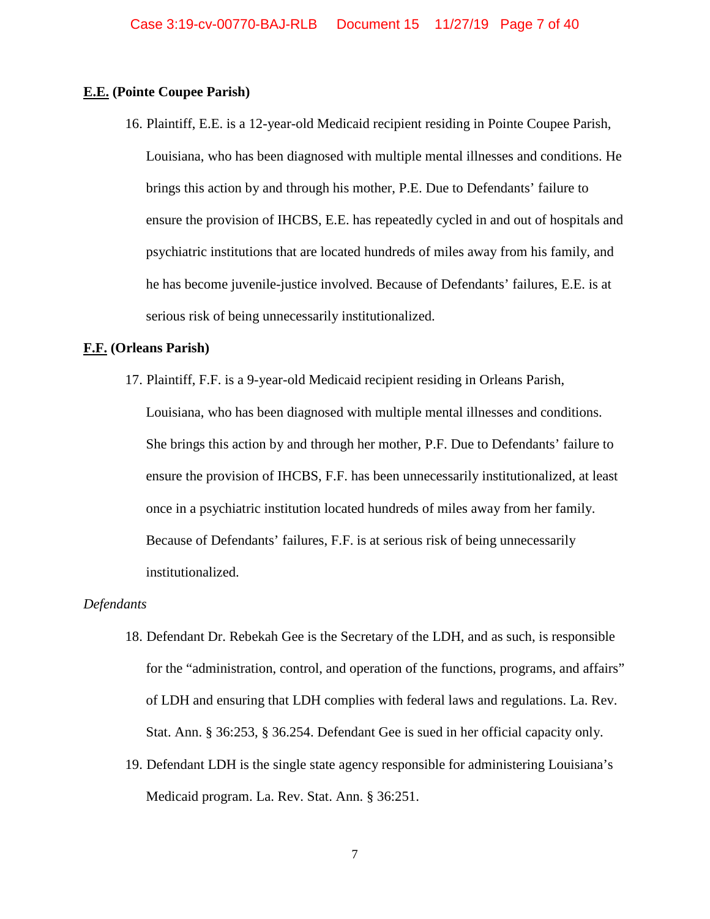**<u>E.E.</u> (Pointe Coupee Parish)**

16. Plaintiff, E.E. is a 12-year-old Medicaid recipient residing in Pointe Coupee Parish, Louisiana, who has been diagnosed with multiple mental illnesses and conditions. He brings this action by and through his mother, P.E. Due to Defendants' failure to ensure the provision of IHCBS, E.E. has repeatedly cycled in and out of hospitals and psychiatric institutions that are located hundreds of miles away from his family, and he has become juvenile-justice involved. Because of Defendants' failures, E.E. is at serious risk of being unnecessarily institutionalized.

**<u>F.F.</u> (Orleans Parish)**

17. Plaintiff, F.F. is a 9-year-old Medicaid recipient residing in Orleans Parish, Louisiana, who has been diagnosed with multiple mental illnesses and conditions. She brings this action by and through her mother, P.F. Due to Defendants' failure to ensure the provision of IHCBS, F.F. has been unnecessarily institutionalized, at least once in a psychiatric institution located hundreds of miles away from her family. Because of Defendants' failures, F.F. is at serious risk of being unnecessarily institutionalized.

*Defendants*

18. Defendant Dr. Rebekah Gee is the Secretary of the LDH, and as such, is responsible for the "administration, control, and operation of the functions, programs, and affairs" of LDH and ensuring that LDH complies with federal laws and regulations. La. Rev. Stat. Ann. § 36:253, § 36.254. Defendant Gee is sued in her official capacity only.

19. Defendant LDH is the single state agency responsible for administering Louisiana's Medicaid program. La. Rev. Stat. Ann. § 36:251.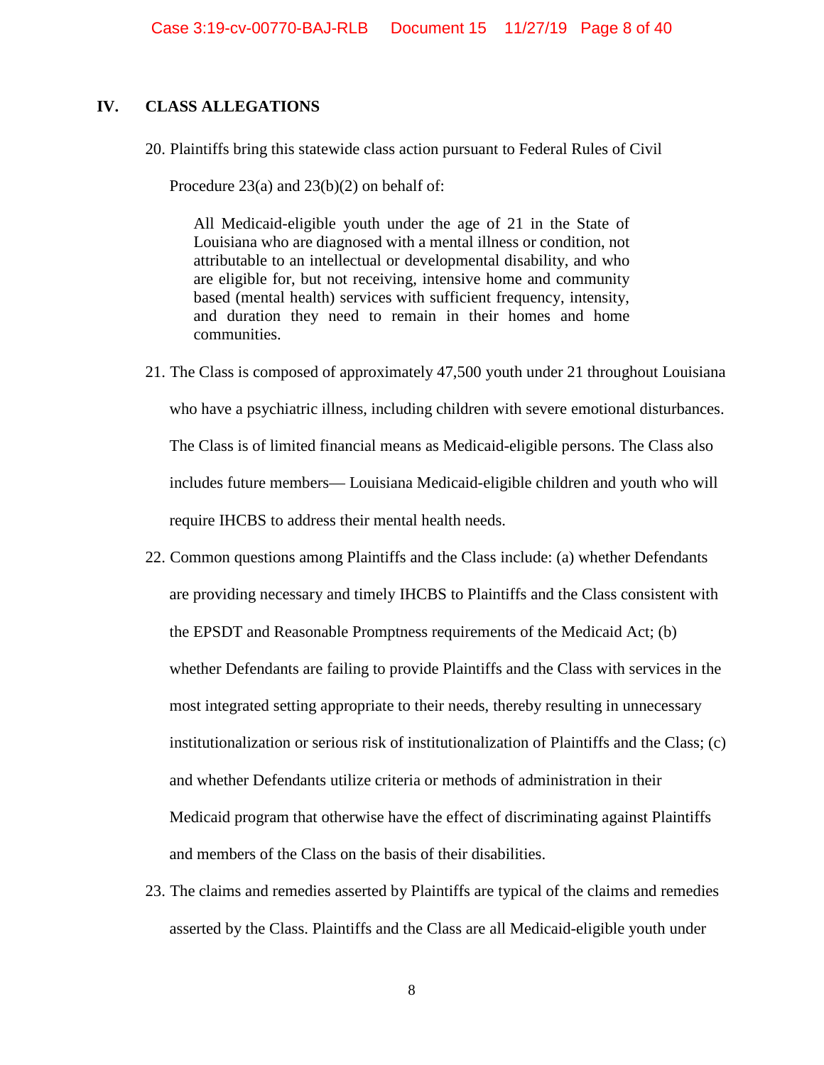## IV. CLASS ALLEGATIONS

20. Plaintiffs bring this statewide class action pursuant to Federal Rules of Civil Procedure 23(a) and 23(b)(2) on behalf of:

> All Medicaid-eligible youth under the age of 21 in the State of Louisiana who are diagnosed with a mental illness or condition, not attributable to an intellectual or developmental disability, and who are eligible for, but not receiving, intensive home and community based (mental health) services with sufficient frequency, intensity, and duration they need to remain in their homes and home communities.

21. The Class is composed of approximately 47,500 youth under 21 throughout Louisiana who have a psychiatric illness, including children with severe emotional disturbances. The Class is of limited financial means as Medicaid-eligible persons. The Class also includes future members— Louisiana Medicaid-eligible children and youth who will require IHCBS to address their mental health needs.

22. Common questions among Plaintiffs and the Class include: (a) whether Defendants are providing necessary and timely IHCBS to Plaintiffs and the Class consistent with the EPSDT and Reasonable Promptness requirements of the Medicaid Act; (b) whether Defendants are failing to provide Plaintiffs and the Class with services in the most integrated setting appropriate to their needs, thereby resulting in unnecessary institutionalization or serious risk of institutionalization of Plaintiffs and the Class; (c) and whether Defendants utilize criteria or methods of administration in their Medicaid program that otherwise have the effect of discriminating against Plaintiffs and members of the Class on the basis of their disabilities.

23. The claims and remedies asserted by Plaintiffs are typical of the claims and remedies asserted by the Class. Plaintiffs and the Class are all Medicaid-eligible youth under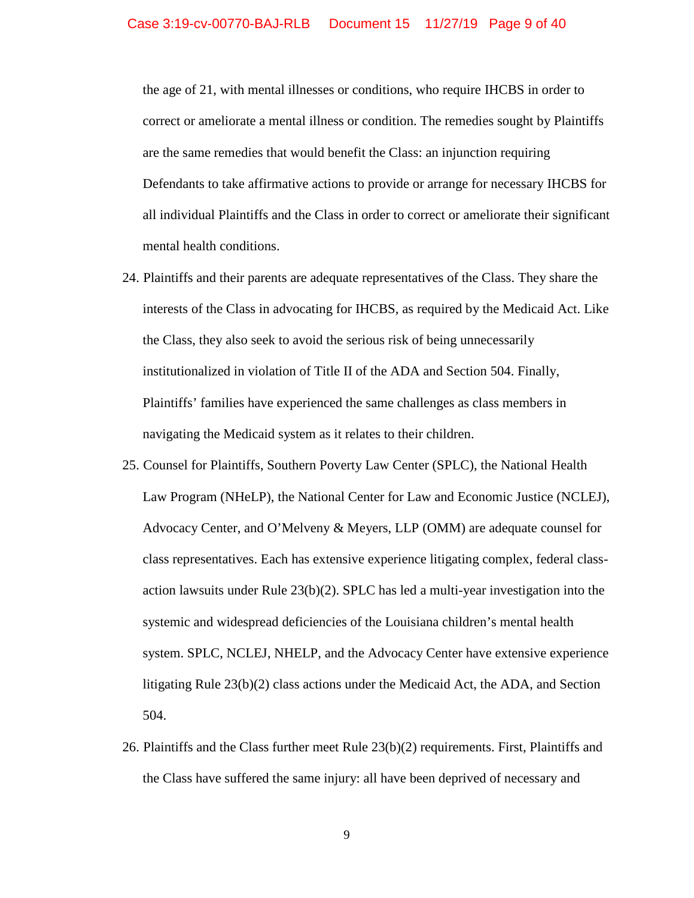the age of 21, with mental illnesses or conditions, who require IHCBS in order to correct or ameliorate a mental illness or condition. The remedies sought by Plaintiffs are the same remedies that would benefit the Class: an injunction requiring Defendants to take affirmative actions to provide or arrange for necessary IHCBS for all individual Plaintiffs and the Class in order to correct or ameliorate their significant mental health conditions.

24. Plaintiffs and their parents are adequate representatives of the Class. They share the interests of the Class in advocating for IHCBS, as required by the Medicaid Act. Like the Class, they also seek to avoid the serious risk of being unnecessarily institutionalized in violation of Title II of the ADA and Section 504. Finally, Plaintiffs' families have experienced the same challenges as class members in navigating the Medicaid system as it relates to their children.

25. Counsel for Plaintiffs, Southern Poverty Law Center (SPLC), the National Health Law Program (NHeLP), the National Center for Law and Economic Justice (NCLEJ), Advocacy Center, and O'Melveny & Meyers, LLP (OMM) are adequate counsel for class representatives. Each has extensive experience litigating complex, federal class-action lawsuits under Rule 23(b)(2). SPLC has led a multi-year investigation into the systemic and widespread deficiencies of the Louisiana children's mental health system. SPLC, NCLEJ, NHELP, and the Advocacy Center have extensive experience litigating Rule 23(b)(2) class actions under the Medicaid Act, the ADA, and Section 504.

26. Plaintiffs and the Class further meet Rule 23(b)(2) requirements. First, Plaintiffs and the Class have suffered the same injury: all have been deprived of necessary and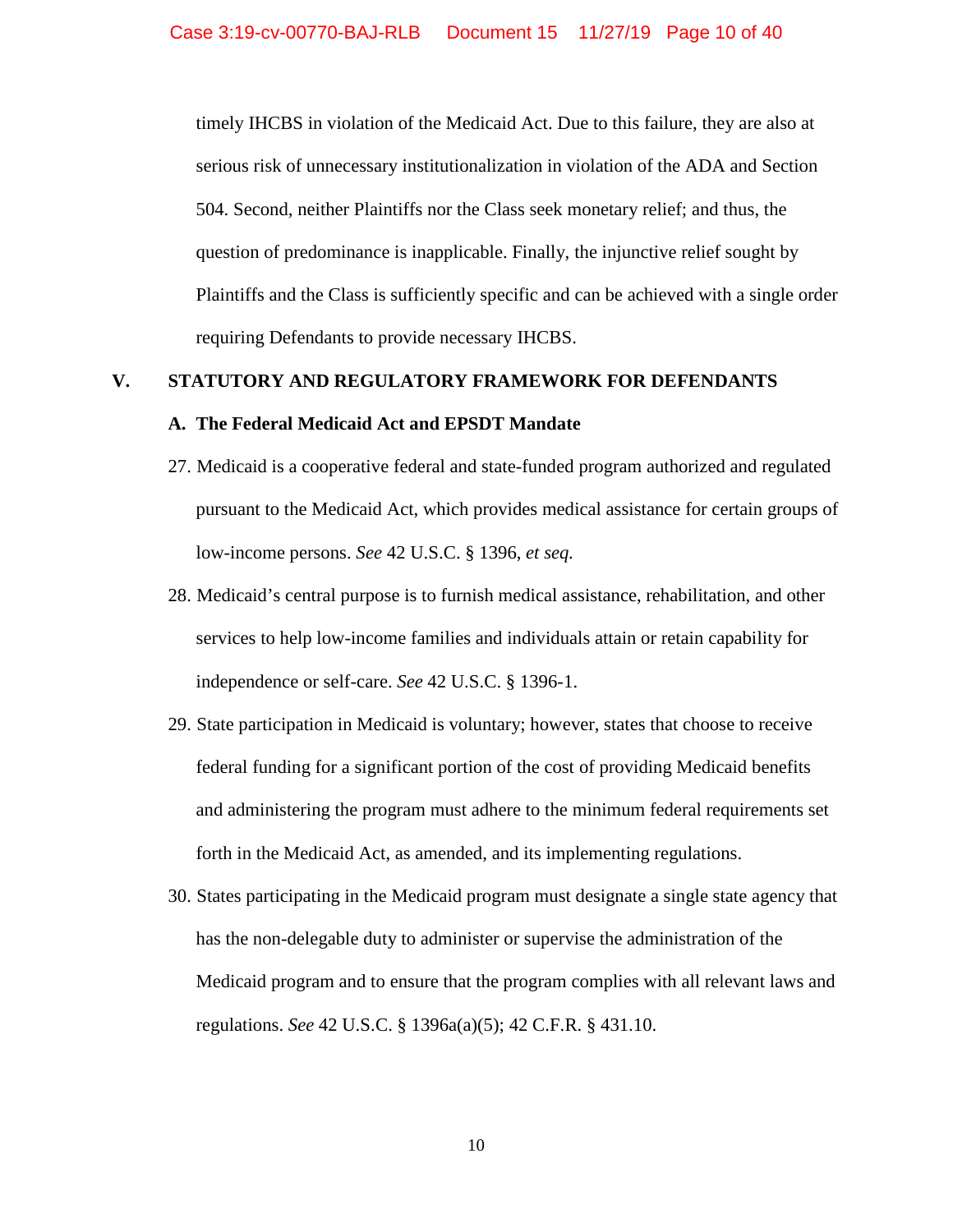timely IHCBS in violation of the Medicaid Act. Due to this failure, they are also at serious risk of unnecessary institutionalization in violation of the ADA and Section 504. Second, neither Plaintiffs nor the Class seek monetary relief; and thus, the question of predominance is inapplicable. Finally, the injunctive relief sought by Plaintiffs and the Class is sufficiently specific and can be achieved with a single order requiring Defendants to provide necessary IHCBS.

## V. STATUTORY AND REGULATORY FRAMEWORK FOR DEFENDANTS

### A. The Federal Medicaid Act and EPSDT Mandate

27. Medicaid is a cooperative federal and state-funded program authorized and regulated pursuant to the Medicaid Act, which provides medical assistance for certain groups of low-income persons. *See* 42 U.S.C. § 1396, *et seq.*

28. Medicaid's central purpose is to furnish medical assistance, rehabilitation, and other services to help low-income families and individuals attain or retain capability for independence or self-care. *See* 42 U.S.C. § 1396-1.

29. State participation in Medicaid is voluntary; however, states that choose to receive federal funding for a significant portion of the cost of providing Medicaid benefits and administering the program must adhere to the minimum federal requirements set forth in the Medicaid Act, as amended, and its implementing regulations.

30. States participating in the Medicaid program must designate a single state agency that has the non-delegable duty to administer or supervise the administration of the Medicaid program and to ensure that the program complies with all relevant laws and regulations. *See* 42 U.S.C. § 1396a(a)(5); 42 C.F.R. § 431.10.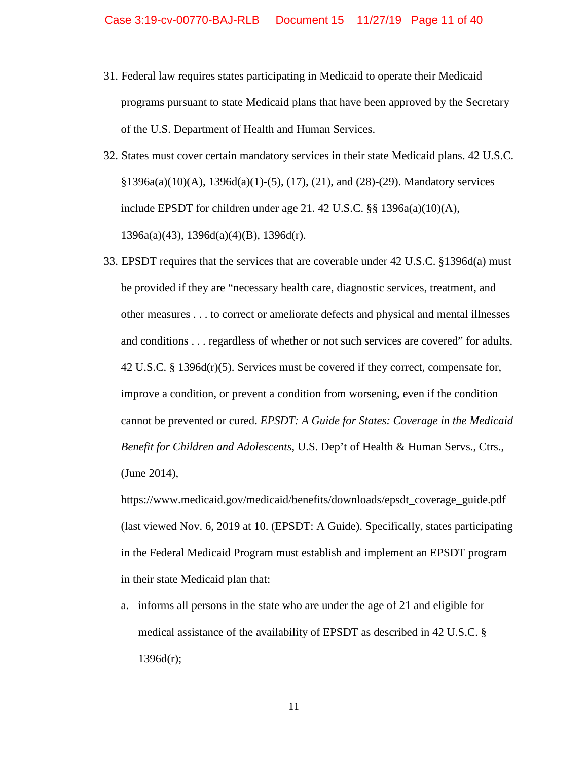31. Federal law requires states participating in Medicaid to operate their Medicaid programs pursuant to state Medicaid plans that have been approved by the Secretary of the U.S. Department of Health and Human Services.

32. States must cover certain mandatory services in their state Medicaid plans. 42 U.S.C. §1396a(a)(10)(A), 1396d(a)(1)-(5), (17), (21), and (28)-(29). Mandatory services include EPSDT for children under age 21. 42 U.S.C. §§ 1396a(a)(10)(A), 1396a(a)(43), 1396d(a)(4)(B), 1396d(r).

33. EPSDT requires that the services that are coverable under 42 U.S.C. §1396d(a) must be provided if they are "necessary health care, diagnostic services, treatment, and other measures . . . to correct or ameliorate defects and physical and mental illnesses and conditions . . . regardless of whether or not such services are covered" for adults. 42 U.S.C. § 1396d(r)(5). Services must be covered if they correct, compensate for, improve a condition, or prevent a condition from worsening, even if the condition cannot be prevented or cured. *EPSDT: A Guide for States: Coverage in the Medicaid Benefit for Children and Adolescents*, U.S. Dep't of Health & Human Servs., Ctrs., (June 2014), https://www.medicaid.gov/medicaid/benefits/downloads/epsdt_coverage_guide.pdf (last viewed Nov. 6, 2019 at 10. (EPSDT: A Guide). Specifically, states participating in the Federal Medicaid Program must establish and implement an EPSDT program in their state Medicaid plan that:

    a. informs all persons in the state who are under the age of 21 and eligible for medical assistance of the availability of EPSDT as described in 42 U.S.C. § 1396d(r);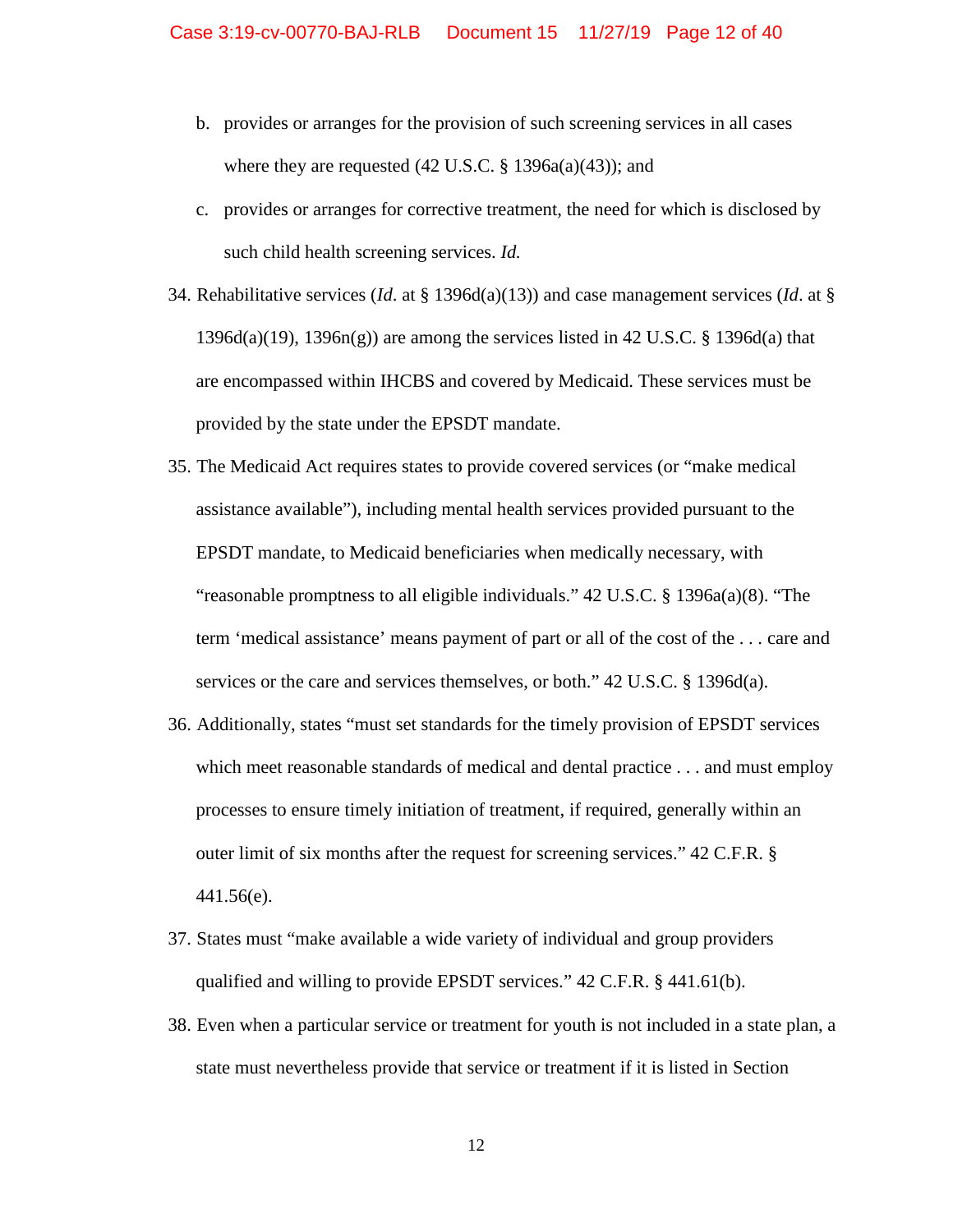b. provides or arranges for the provision of such screening services in all cases where they are requested (42 U.S.C. § 1396a(a)(43)); and

c. provides or arranges for corrective treatment, the need for which is disclosed by such child health screening services. *Id.*

34. Rehabilitative services (*Id*. at § 1396d(a)(13)) and case management services (*Id*. at § 1396d(a)(19), 1396n(g)) are among the services listed in 42 U.S.C. § 1396d(a) that are encompassed within IHCBS and covered by Medicaid. These services must be provided by the state under the EPSDT mandate.

35. The Medicaid Act requires states to provide covered services (or "make medical assistance available"), including mental health services provided pursuant to the EPSDT mandate, to Medicaid beneficiaries when medically necessary, with "reasonable promptness to all eligible individuals." 42 U.S.C. § 1396a(a)(8). "The term 'medical assistance' means payment of part or all of the cost of the . . . care and services or the care and services themselves, or both." 42 U.S.C. § 1396d(a).

36. Additionally, states "must set standards for the timely provision of EPSDT services which meet reasonable standards of medical and dental practice . . . and must employ processes to ensure timely initiation of treatment, if required, generally within an outer limit of six months after the request for screening services." 42 C.F.R. § 441.56(e).

37. States must "make available a wide variety of individual and group providers qualified and willing to provide EPSDT services." 42 C.F.R. § 441.61(b).

38. Even when a particular service or treatment for youth is not included in a state plan, a state must nevertheless provide that service or treatment if it is listed in Section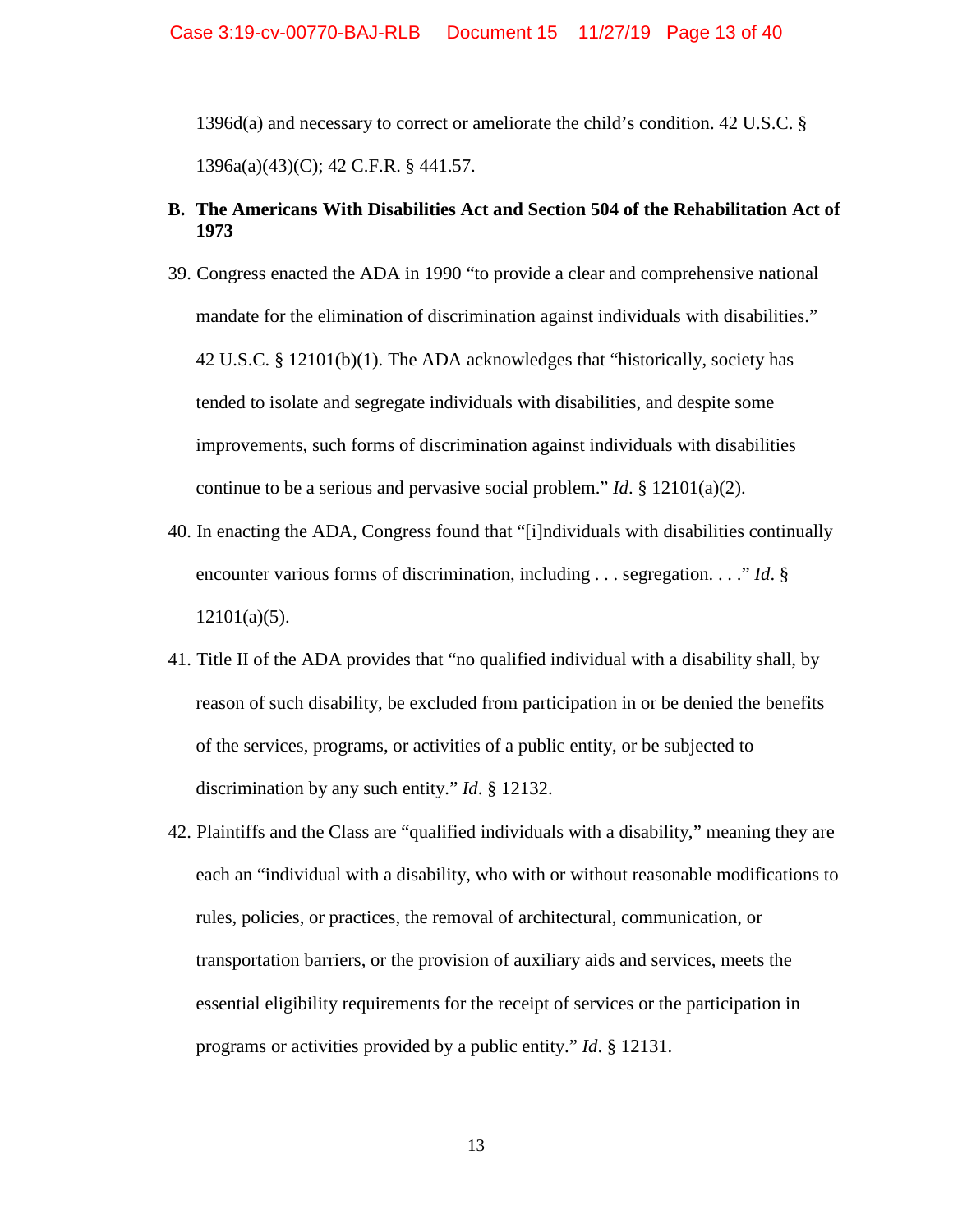1396d(a) and necessary to correct or ameliorate the child's condition. 42 U.S.C. § 1396a(a)(43)(C); 42 C.F.R. § 441.57.

**B. The Americans With Disabilities Act and Section 504 of the Rehabilitation Act of 1973**

39. Congress enacted the ADA in 1990 "to provide a clear and comprehensive national mandate for the elimination of discrimination against individuals with disabilities." 42 U.S.C. § 12101(b)(1). The ADA acknowledges that "historically, society has tended to isolate and segregate individuals with disabilities, and despite some improvements, such forms of discrimination against individuals with disabilities continue to be a serious and pervasive social problem." *Id*. § 12101(a)(2).

40. In enacting the ADA, Congress found that "[i]ndividuals with disabilities continually encounter various forms of discrimination, including . . . segregation. . . ." *Id*. § 12101(a)(5).

41. Title II of the ADA provides that "no qualified individual with a disability shall, by reason of such disability, be excluded from participation in or be denied the benefits of the services, programs, or activities of a public entity, or be subjected to discrimination by any such entity." *Id*. § 12132.

42. Plaintiffs and the Class are "qualified individuals with a disability," meaning they are each an "individual with a disability, who with or without reasonable modifications to rules, policies, or practices, the removal of architectural, communication, or transportation barriers, or the provision of auxiliary aids and services, meets the essential eligibility requirements for the receipt of services or the participation in programs or activities provided by a public entity." *Id*. § 12131.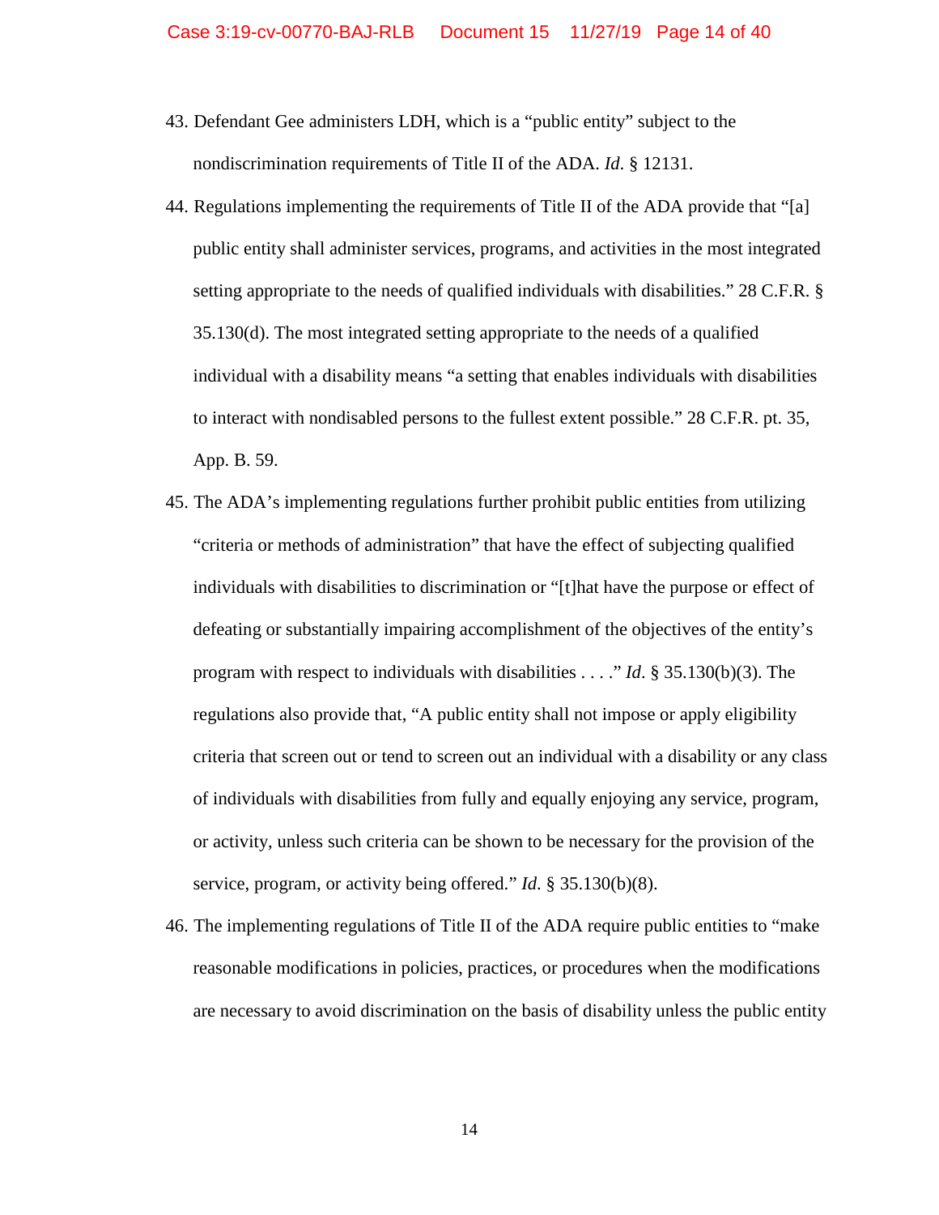43. Defendant Gee administers LDH, which is a "public entity" subject to the nondiscrimination requirements of Title II of the ADA. *Id.* § 12131.

44. Regulations implementing the requirements of Title II of the ADA provide that "[a] public entity shall administer services, programs, and activities in the most integrated setting appropriate to the needs of qualified individuals with disabilities." 28 C.F.R. § 35.130(d). The most integrated setting appropriate to the needs of a qualified individual with a disability means "a setting that enables individuals with disabilities to interact with nondisabled persons to the fullest extent possible." 28 C.F.R. pt. 35, App. B. 59.

45. The ADA's implementing regulations further prohibit public entities from utilizing "criteria or methods of administration" that have the effect of subjecting qualified individuals with disabilities to discrimination or "[t]hat have the purpose or effect of defeating or substantially impairing accomplishment of the objectives of the entity's program with respect to individuals with disabilities . . . ." *Id*. § 35.130(b)(3). The regulations also provide that, "A public entity shall not impose or apply eligibility criteria that screen out or tend to screen out an individual with a disability or any class of individuals with disabilities from fully and equally enjoying any service, program, or activity, unless such criteria can be shown to be necessary for the provision of the service, program, or activity being offered." *Id.* § 35.130(b)(8).

46. The implementing regulations of Title II of the ADA require public entities to "make reasonable modifications in policies, practices, or procedures when the modifications are necessary to avoid discrimination on the basis of disability unless the public entity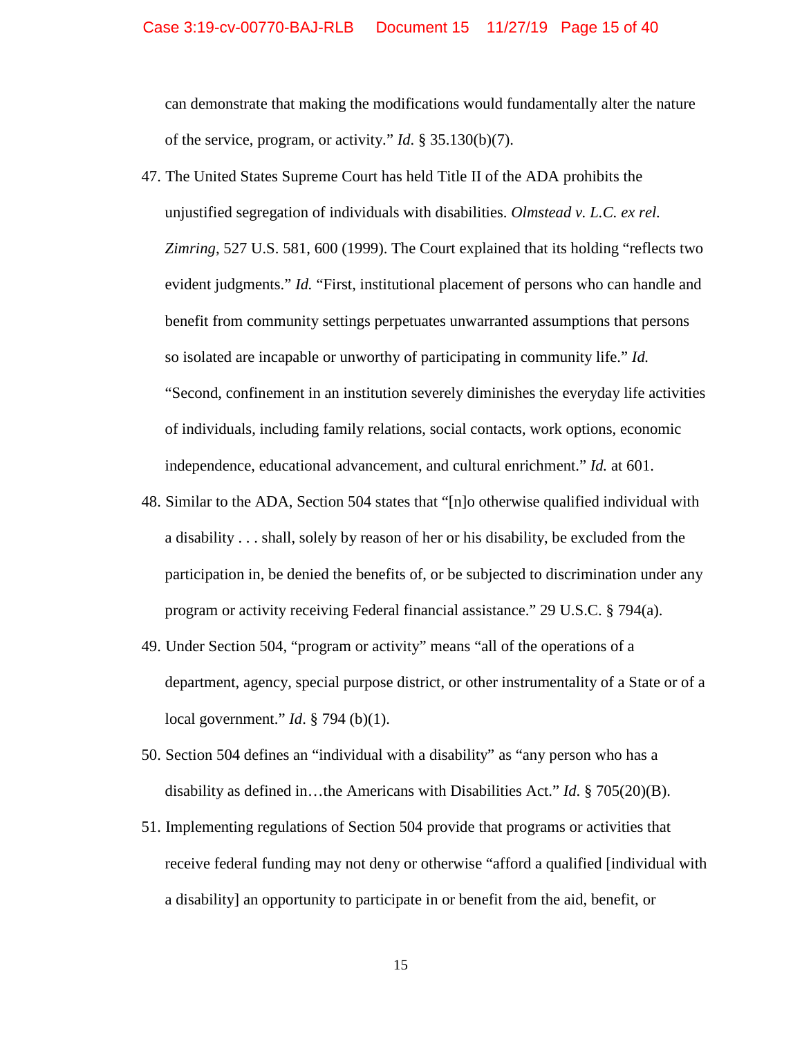can demonstrate that making the modifications would fundamentally alter the nature of the service, program, or activity." *Id.* § 35.130(b)(7).

47. The United States Supreme Court has held Title II of the ADA prohibits the unjustified segregation of individuals with disabilities. *Olmstead v. L.C. ex rel. Zimring*, 527 U.S. 581, 600 (1999). The Court explained that its holding "reflects two evident judgments." *Id.* "First, institutional placement of persons who can handle and benefit from community settings perpetuates unwarranted assumptions that persons so isolated are incapable or unworthy of participating in community life." *Id.* "Second, confinement in an institution severely diminishes the everyday life activities of individuals, including family relations, social contacts, work options, economic independence, educational advancement, and cultural enrichment." *Id.* at 601.

48. Similar to the ADA, Section 504 states that "[n]o otherwise qualified individual with a disability . . . shall, solely by reason of her or his disability, be excluded from the participation in, be denied the benefits of, or be subjected to discrimination under any program or activity receiving Federal financial assistance." 29 U.S.C. § 794(a).

49. Under Section 504, "program or activity" means "all of the operations of a department, agency, special purpose district, or other instrumentality of a State or of a local government." *Id*. § 794 (b)(1).

50. Section 504 defines an "individual with a disability" as "any person who has a disability as defined in…the Americans with Disabilities Act." *Id*. § 705(20)(B).

51. Implementing regulations of Section 504 provide that programs or activities that receive federal funding may not deny or otherwise "afford a qualified [individual with a disability] an opportunity to participate in or benefit from the aid, benefit, or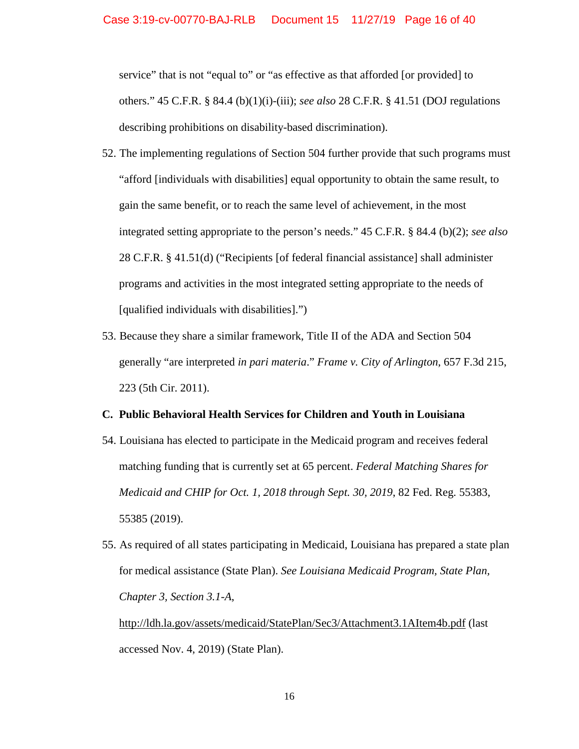service" that is not "equal to" or "as effective as that afforded [or provided] to others." 45 C.F.R. § 84.4 (b)(1)(i)-(iii); *see also* 28 C.F.R. § 41.51 (DOJ regulations describing prohibitions on disability-based discrimination).

52. The implementing regulations of Section 504 further provide that such programs must "afford [individuals with disabilities] equal opportunity to obtain the same result, to gain the same benefit, or to reach the same level of achievement, in the most integrated setting appropriate to the person's needs." 45 C.F.R. § 84.4 (b)(2); *see also* 28 C.F.R. § 41.51(d) ("Recipients [of federal financial assistance] shall administer programs and activities in the most integrated setting appropriate to the needs of [qualified individuals with disabilities].")

53. Because they share a similar framework, Title II of the ADA and Section 504 generally "are interpreted *in pari materia*." *Frame v. City of Arlington*, 657 F.3d 215, 223 (5th Cir. 2011).

**C. Public Behavioral Health Services for Children and Youth in Louisiana**

54. Louisiana has elected to participate in the Medicaid program and receives federal matching funding that is currently set at 65 percent. *Federal Matching Shares for Medicaid and CHIP for Oct. 1, 2018 through Sept. 30, 2019*, 82 Fed. Reg. 55383, 55385 (2019).

55. As required of all states participating in Medicaid, Louisiana has prepared a state plan for medical assistance (State Plan). *See Louisiana Medicaid Program, State Plan, Chapter 3, Section 3.1-A*, http://ldh.la.gov/assets/medicaid/StatePlan/Sec3/Attachment3.1AItem4b.pdf (last accessed Nov. 4, 2019) (State Plan).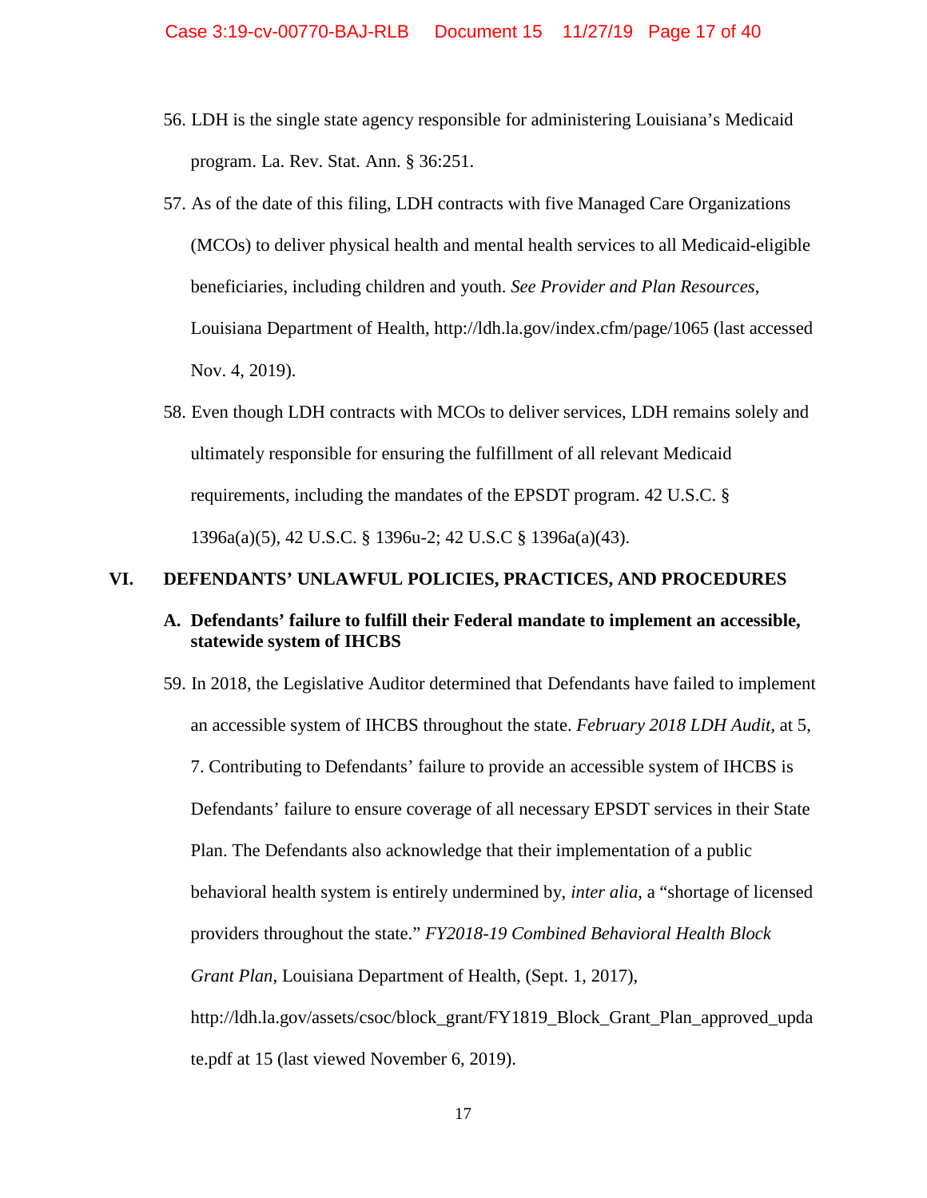56. LDH is the single state agency responsible for administering Louisiana's Medicaid program. La. Rev. Stat. Ann. § 36:251.

57. As of the date of this filing, LDH contracts with five Managed Care Organizations (MCOs) to deliver physical health and mental health services to all Medicaid-eligible beneficiaries, including children and youth. *See Provider and Plan Resources*, Louisiana Department of Health, http://ldh.la.gov/index.cfm/page/1065 (last accessed Nov. 4, 2019).

58. Even though LDH contracts with MCOs to deliver services, LDH remains solely and ultimately responsible for ensuring the fulfillment of all relevant Medicaid requirements, including the mandates of the EPSDT program. 42 U.S.C. § 1396a(a)(5), 42 U.S.C. § 1396u-2; 42 U.S.C § 1396a(a)(43).

## VI. DEFENDANTS' UNLAWFUL POLICIES, PRACTICES, AND PROCEDURES

### A. Defendants' failure to fulfill their Federal mandate to implement an accessible, statewide system of IHCBS

59. In 2018, the Legislative Auditor determined that Defendants have failed to implement an accessible system of IHCBS throughout the state. *February 2018 LDH Audit*, at 5, 7. Contributing to Defendants' failure to provide an accessible system of IHCBS is Defendants' failure to ensure coverage of all necessary EPSDT services in their State Plan. The Defendants also acknowledge that their implementation of a public behavioral health system is entirely undermined by, *inter alia*, a "shortage of licensed providers throughout the state." *FY2018-19 Combined Behavioral Health Block Grant Plan*, Louisiana Department of Health, (Sept. 1, 2017), http://ldh.la.gov/assets/csoc/block_grant/FY1819_Block_Grant_Plan_approved_update.pdf at 15 (last viewed November 6, 2019).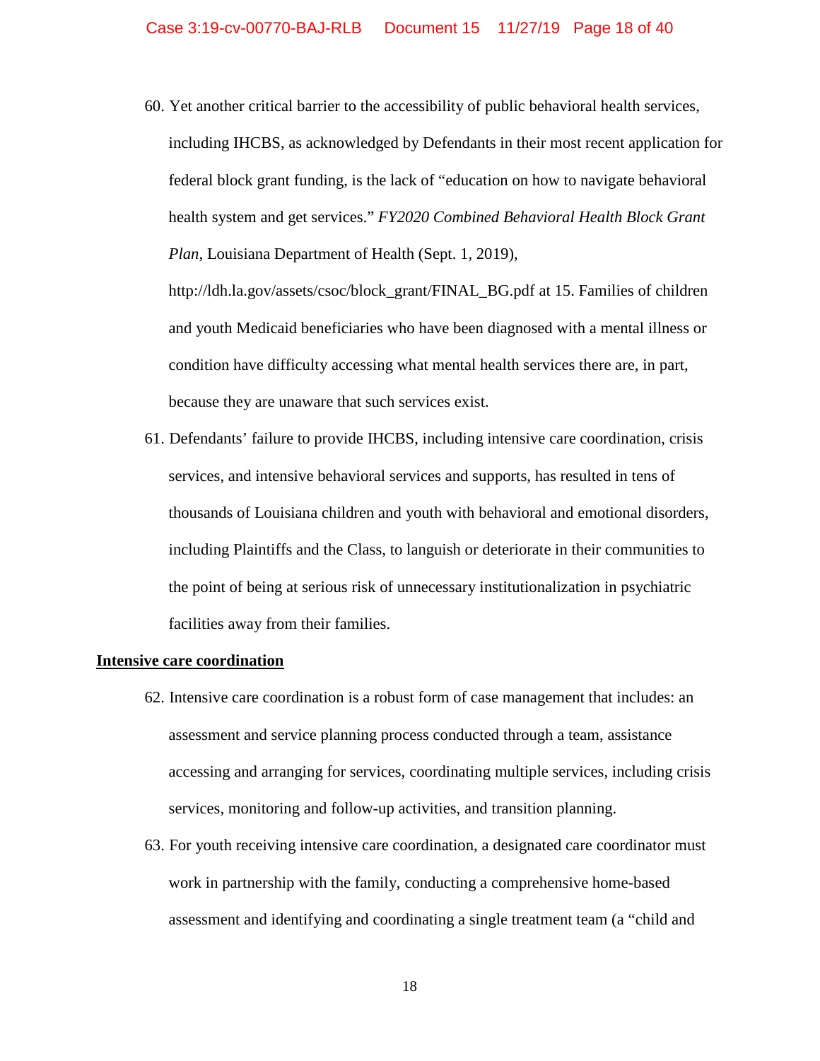60. Yet another critical barrier to the accessibility of public behavioral health services, including IHCBS, as acknowledged by Defendants in their most recent application for federal block grant funding, is the lack of "education on how to navigate behavioral health system and get services." *FY2020 Combined Behavioral Health Block Grant Plan*, Louisiana Department of Health (Sept. 1, 2019), http://ldh.la.gov/assets/csoc/block_grant/FINAL_BG.pdf at 15. Families of children and youth Medicaid beneficiaries who have been diagnosed with a mental illness or condition have difficulty accessing what mental health services there are, in part, because they are unaware that such services exist.

61. Defendants' failure to provide IHCBS, including intensive care coordination, crisis services, and intensive behavioral services and supports, has resulted in tens of thousands of Louisiana children and youth with behavioral and emotional disorders, including Plaintiffs and the Class, to languish or deteriorate in their communities to the point of being at serious risk of unnecessary institutionalization in psychiatric facilities away from their families.

**<u>Intensive care coordination</u>**

62. Intensive care coordination is a robust form of case management that includes: an assessment and service planning process conducted through a team, assistance accessing and arranging for services, coordinating multiple services, including crisis services, monitoring and follow-up activities, and transition planning.

63. For youth receiving intensive care coordination, a designated care coordinator must work in partnership with the family, conducting a comprehensive home-based assessment and identifying and coordinating a single treatment team (a "child and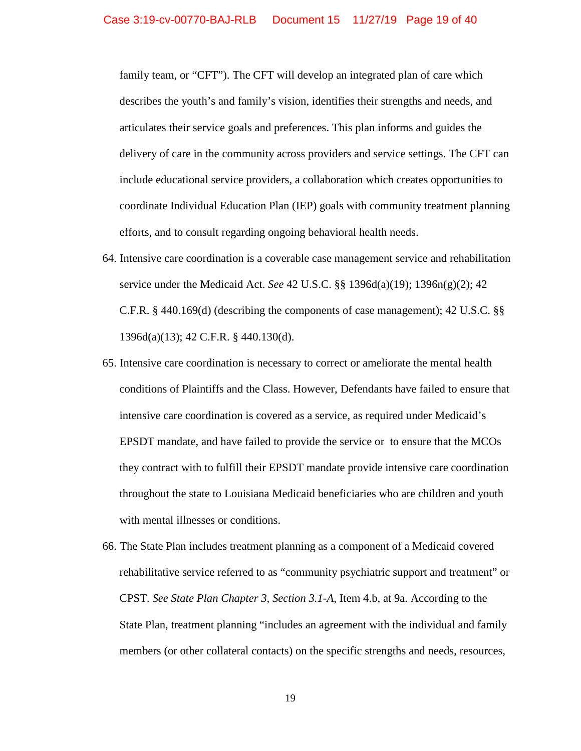family team, or "CFT"). The CFT will develop an integrated plan of care which describes the youth's and family's vision, identifies their strengths and needs, and articulates their service goals and preferences. This plan informs and guides the delivery of care in the community across providers and service settings. The CFT can include educational service providers, a collaboration which creates opportunities to coordinate Individual Education Plan (IEP) goals with community treatment planning efforts, and to consult regarding ongoing behavioral health needs.

64. Intensive care coordination is a coverable case management service and rehabilitation service under the Medicaid Act. *See* 42 U.S.C. §§ 1396d(a)(19); 1396n(g)(2); 42 C.F.R. § 440.169(d) (describing the components of case management); 42 U.S.C. §§ 1396d(a)(13); 42 C.F.R. § 440.130(d).

65. Intensive care coordination is necessary to correct or ameliorate the mental health conditions of Plaintiffs and the Class. However, Defendants have failed to ensure that intensive care coordination is covered as a service, as required under Medicaid's EPSDT mandate, and have failed to provide the service or to ensure that the MCOs they contract with to fulfill their EPSDT mandate provide intensive care coordination throughout the state to Louisiana Medicaid beneficiaries who are children and youth with mental illnesses or conditions.

66. The State Plan includes treatment planning as a component of a Medicaid covered rehabilitative service referred to as "community psychiatric support and treatment" or CPST. *See State Plan Chapter 3, Section 3.1-A*, Item 4.b, at 9a. According to the State Plan, treatment planning "includes an agreement with the individual and family members (or other collateral contacts) on the specific strengths and needs, resources,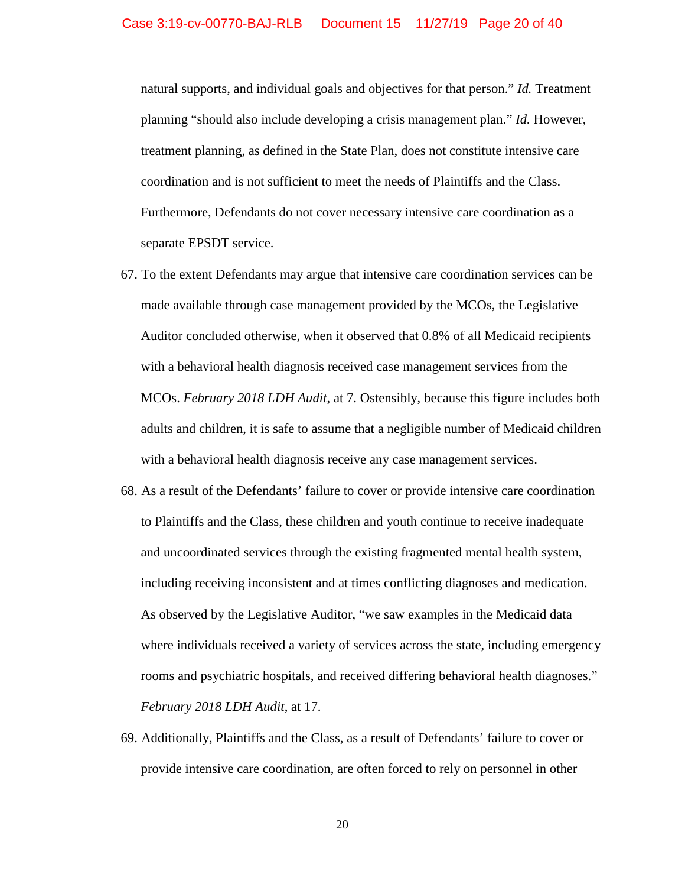natural supports, and individual goals and objectives for that person." *Id.* Treatment planning "should also include developing a crisis management plan." *Id.* However, treatment planning, as defined in the State Plan, does not constitute intensive care coordination and is not sufficient to meet the needs of Plaintiffs and the Class. Furthermore, Defendants do not cover necessary intensive care coordination as a separate EPSDT service.

67. To the extent Defendants may argue that intensive care coordination services can be made available through case management provided by the MCOs, the Legislative Auditor concluded otherwise, when it observed that 0.8% of all Medicaid recipients with a behavioral health diagnosis received case management services from the MCOs. *February 2018 LDH Audit*, at 7. Ostensibly, because this figure includes both adults and children, it is safe to assume that a negligible number of Medicaid children with a behavioral health diagnosis receive any case management services.

68. As a result of the Defendants' failure to cover or provide intensive care coordination to Plaintiffs and the Class, these children and youth continue to receive inadequate and uncoordinated services through the existing fragmented mental health system, including receiving inconsistent and at times conflicting diagnoses and medication. As observed by the Legislative Auditor, "we saw examples in the Medicaid data where individuals received a variety of services across the state, including emergency rooms and psychiatric hospitals, and received differing behavioral health diagnoses." *February 2018 LDH Audit*, at 17.

69. Additionally, Plaintiffs and the Class, as a result of Defendants' failure to cover or provide intensive care coordination, are often forced to rely on personnel in other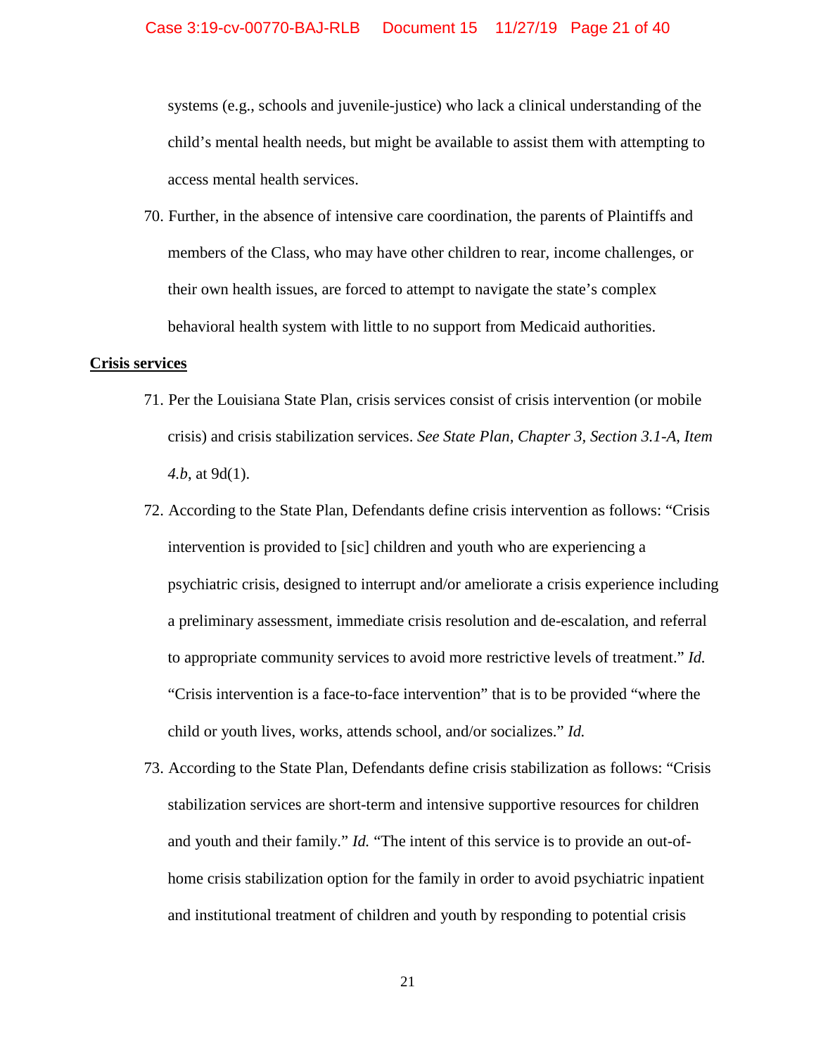systems (e.g., schools and juvenile-justice) who lack a clinical understanding of the child's mental health needs, but might be available to assist them with attempting to access mental health services.

70. Further, in the absence of intensive care coordination, the parents of Plaintiffs and members of the Class, who may have other children to rear, income challenges, or their own health issues, are forced to attempt to navigate the state's complex behavioral health system with little to no support from Medicaid authorities.

**Crisis services**

71. Per the Louisiana State Plan, crisis services consist of crisis intervention (or mobile crisis) and crisis stabilization services. *See State Plan, Chapter 3, Section 3.1-A, Item 4.b*, at 9d(1).

72. According to the State Plan, Defendants define crisis intervention as follows: "Crisis intervention is provided to [sic] children and youth who are experiencing a psychiatric crisis, designed to interrupt and/or ameliorate a crisis experience including a preliminary assessment, immediate crisis resolution and de-escalation, and referral to appropriate community services to avoid more restrictive levels of treatment." *Id.* "Crisis intervention is a face-to-face intervention" that is to be provided "where the child or youth lives, works, attends school, and/or socializes." *Id.*

73. According to the State Plan, Defendants define crisis stabilization as follows: "Crisis stabilization services are short-term and intensive supportive resources for children and youth and their family." *Id.* "The intent of this service is to provide an out-of-home crisis stabilization option for the family in order to avoid psychiatric inpatient and institutional treatment of children and youth by responding to potential crisis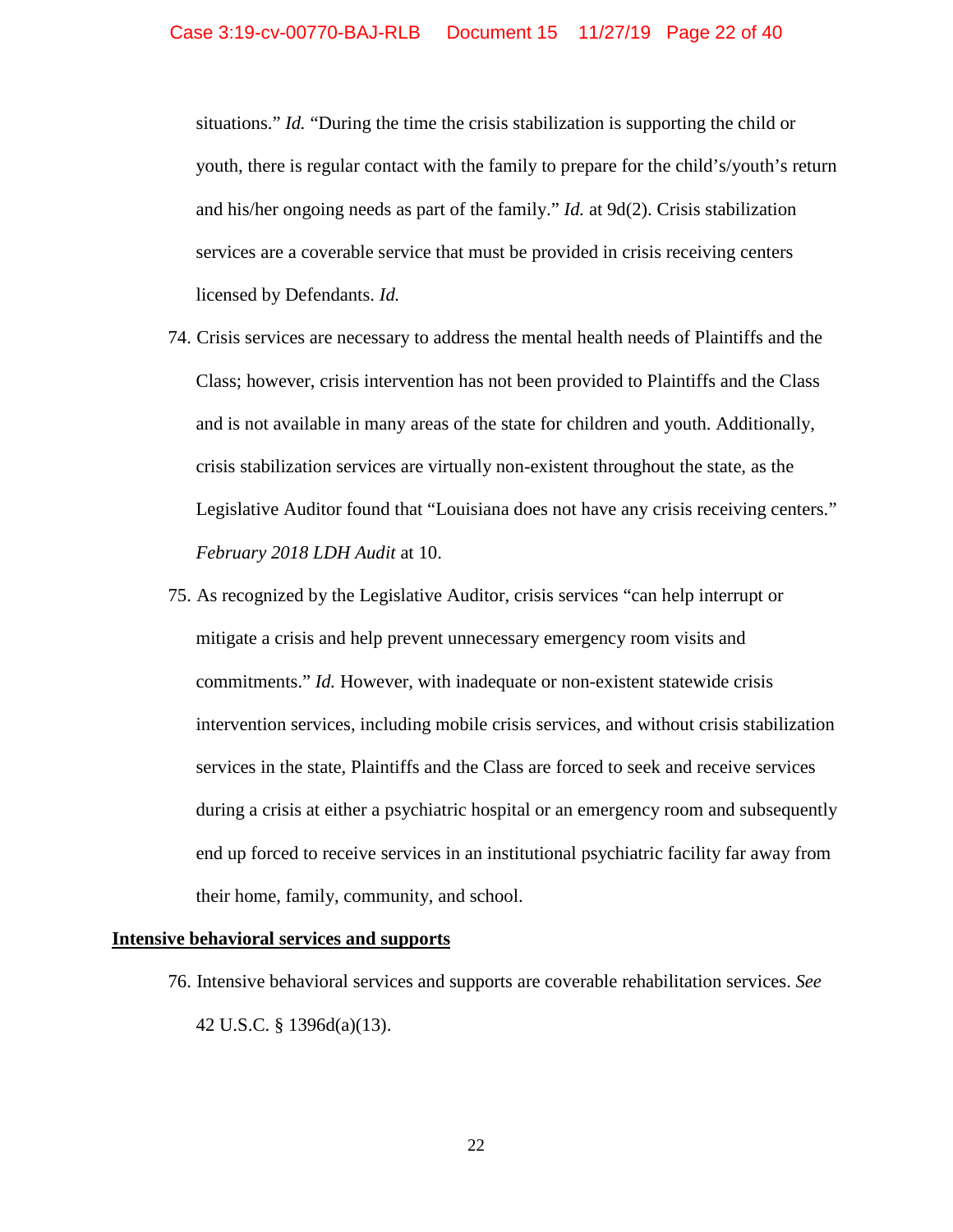situations." *Id.* "During the time the crisis stabilization is supporting the child or youth, there is regular contact with the family to prepare for the child's/youth's return and his/her ongoing needs as part of the family." *Id.* at 9d(2). Crisis stabilization services are a coverable service that must be provided in crisis receiving centers licensed by Defendants. *Id.*

74. Crisis services are necessary to address the mental health needs of Plaintiffs and the Class; however, crisis intervention has not been provided to Plaintiffs and the Class and is not available in many areas of the state for children and youth. Additionally, crisis stabilization services are virtually non-existent throughout the state, as the Legislative Auditor found that "Louisiana does not have any crisis receiving centers." *February 2018 LDH Audit* at 10.

75. As recognized by the Legislative Auditor, crisis services "can help interrupt or mitigate a crisis and help prevent unnecessary emergency room visits and commitments." *Id.* However, with inadequate or non-existent statewide crisis intervention services, including mobile crisis services, and without crisis stabilization services in the state, Plaintiffs and the Class are forced to seek and receive services during a crisis at either a psychiatric hospital or an emergency room and subsequently end up forced to receive services in an institutional psychiatric facility far away from their home, family, community, and school.

**<u>Intensive behavioral services and supports</u>**

76. Intensive behavioral services and supports are coverable rehabilitation services. *See* 42 U.S.C. § 1396d(a)(13).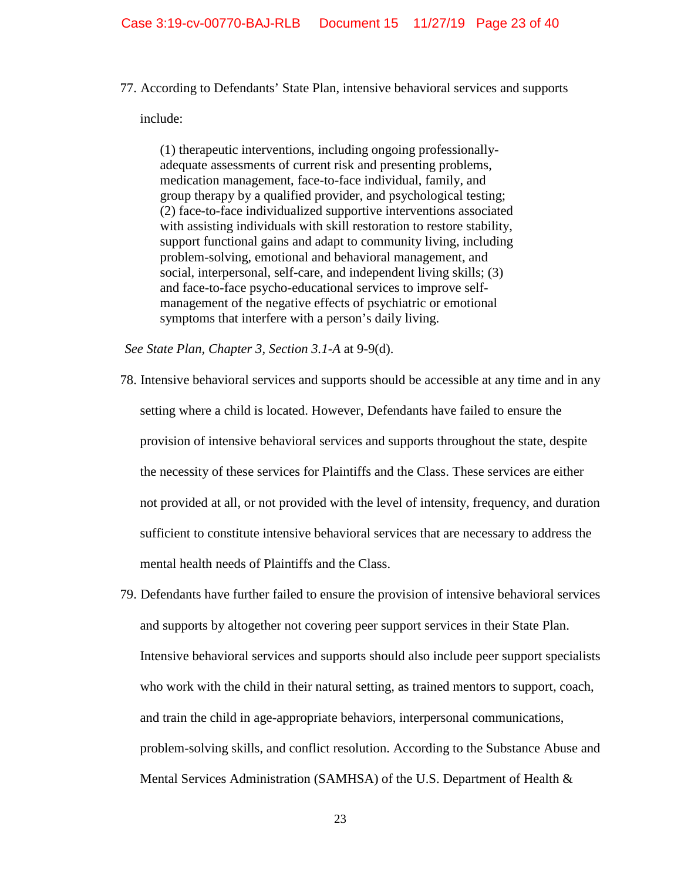77. According to Defendants' State Plan, intensive behavioral services and supports include:

> (1) therapeutic interventions, including ongoing professionally-adequate assessments of current risk and presenting problems, medication management, face-to-face individual, family, and group therapy by a qualified provider, and psychological testing; (2) face-to-face individualized supportive interventions associated with assisting individuals with skill restoration to restore stability, support functional gains and adapt to community living, including problem-solving, emotional and behavioral management, and social, interpersonal, self-care, and independent living skills; (3) and face-to-face psycho-educational services to improve self-management of the negative effects of psychiatric or emotional symptoms that interfere with a person's daily living.

*See State Plan, Chapter 3, Section 3.1-A* at 9-9(d).

78. Intensive behavioral services and supports should be accessible at any time and in any setting where a child is located. However, Defendants have failed to ensure the provision of intensive behavioral services and supports throughout the state, despite the necessity of these services for Plaintiffs and the Class. These services are either not provided at all, or not provided with the level of intensity, frequency, and duration sufficient to constitute intensive behavioral services that are necessary to address the mental health needs of Plaintiffs and the Class.

79. Defendants have further failed to ensure the provision of intensive behavioral services and supports by altogether not covering peer support services in their State Plan. Intensive behavioral services and supports should also include peer support specialists who work with the child in their natural setting, as trained mentors to support, coach, and train the child in age-appropriate behaviors, interpersonal communications, problem-solving skills, and conflict resolution. According to the Substance Abuse and Mental Services Administration (SAMHSA) of the U.S. Department of Health &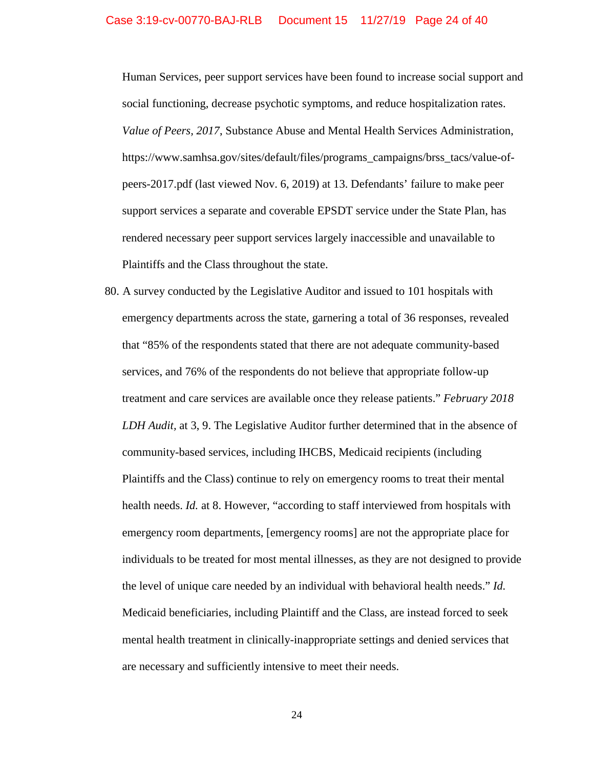Human Services, peer support services have been found to increase social support and social functioning, decrease psychotic symptoms, and reduce hospitalization rates. *Value of Peers, 2017*, Substance Abuse and Mental Health Services Administration, https://www.samhsa.gov/sites/default/files/programs_campaigns/brss_tacs/value-of-peers-2017.pdf (last viewed Nov. 6, 2019) at 13. Defendants' failure to make peer support services a separate and coverable EPSDT service under the State Plan, has rendered necessary peer support services largely inaccessible and unavailable to Plaintiffs and the Class throughout the state.

80. A survey conducted by the Legislative Auditor and issued to 101 hospitals with emergency departments across the state, garnering a total of 36 responses, revealed that "85% of the respondents stated that there are not adequate community-based services, and 76% of the respondents do not believe that appropriate follow-up treatment and care services are available once they release patients." *February 2018 LDH Audit,* at 3, 9. The Legislative Auditor further determined that in the absence of community-based services, including IHCBS, Medicaid recipients (including Plaintiffs and the Class) continue to rely on emergency rooms to treat their mental health needs. *Id.* at 8. However, "according to staff interviewed from hospitals with emergency room departments, [emergency rooms] are not the appropriate place for individuals to be treated for most mental illnesses, as they are not designed to provide the level of unique care needed by an individual with behavioral health needs." *Id.* Medicaid beneficiaries, including Plaintiff and the Class, are instead forced to seek mental health treatment in clinically-inappropriate settings and denied services that are necessary and sufficiently intensive to meet their needs.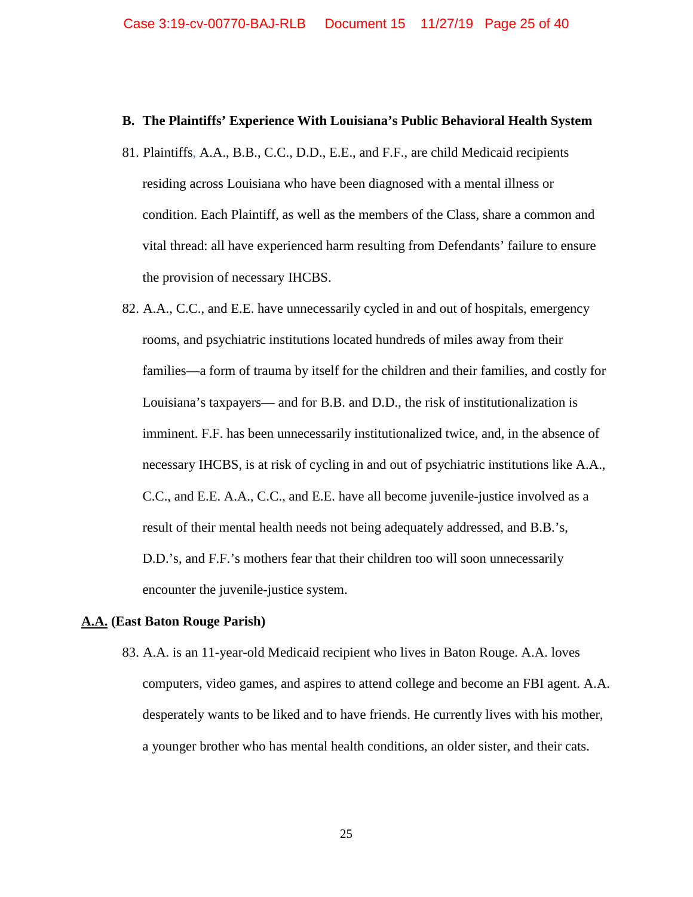### B. The Plaintiffs' Experience With Louisiana's Public Behavioral Health System

81. Plaintiffs, A.A., B.B., C.C., D.D., E.E., and F.F., are child Medicaid recipients residing across Louisiana who have been diagnosed with a mental illness or condition. Each Plaintiff, as well as the members of the Class, share a common and vital thread: all have experienced harm resulting from Defendants' failure to ensure the provision of necessary IHCBS.

82. A.A., C.C., and E.E. have unnecessarily cycled in and out of hospitals, emergency rooms, and psychiatric institutions located hundreds of miles away from their families—a form of trauma by itself for the children and their families, and costly for Louisiana's taxpayers— and for B.B. and D.D., the risk of institutionalization is imminent. F.F. has been unnecessarily institutionalized twice, and, in the absence of necessary IHCBS, is at risk of cycling in and out of psychiatric institutions like A.A., C.C., and E.E. A.A., C.C., and E.E. have all become juvenile-justice involved as a result of their mental health needs not being adequately addressed, and B.B.'s, D.D.'s, and F.F.'s mothers fear that their children too will soon unnecessarily encounter the juvenile-justice system.

**<u>A.A.</u> (East Baton Rouge Parish)**

83. A.A. is an 11-year-old Medicaid recipient who lives in Baton Rouge. A.A. loves computers, video games, and aspires to attend college and become an FBI agent. A.A. desperately wants to be liked and to have friends. He currently lives with his mother, a younger brother who has mental health conditions, an older sister, and their cats.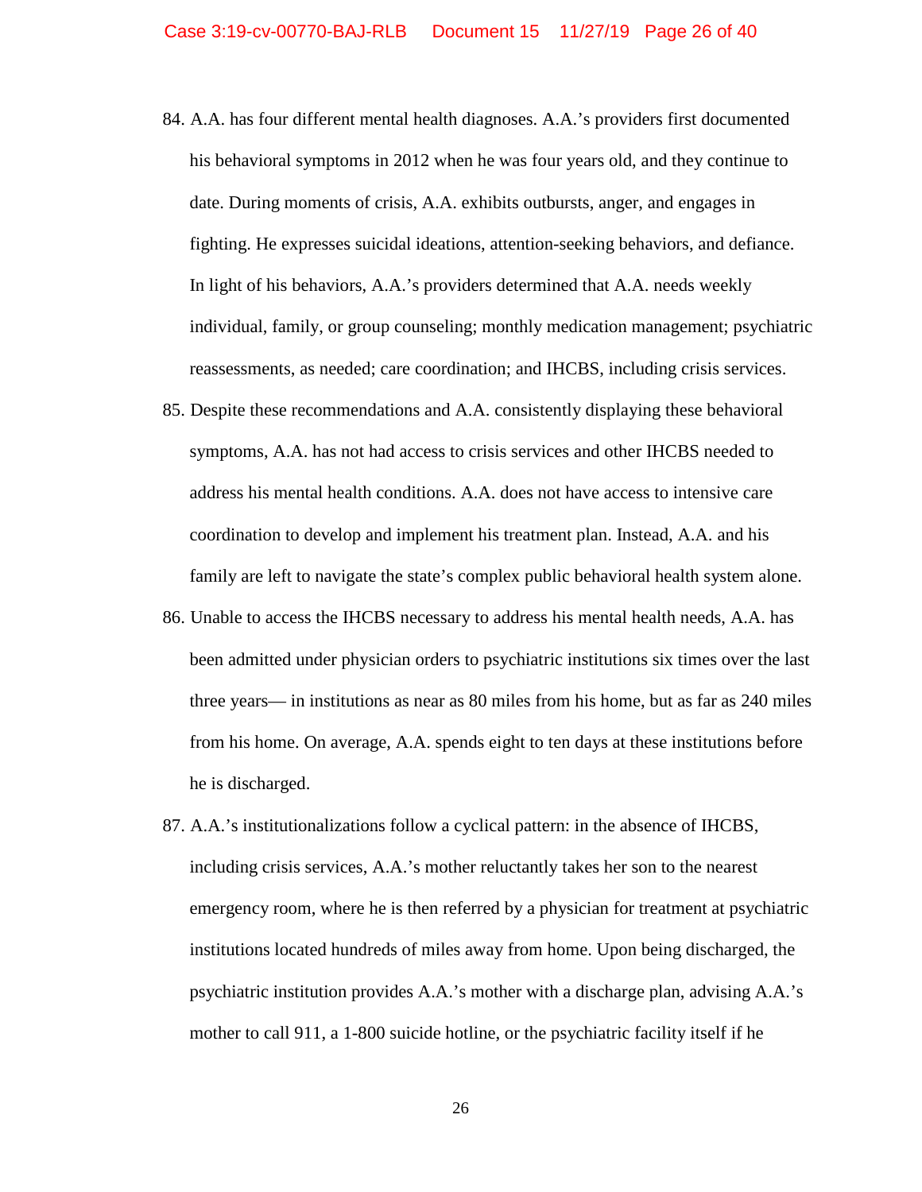84. A.A. has four different mental health diagnoses. A.A.'s providers first documented his behavioral symptoms in 2012 when he was four years old, and they continue to date. During moments of crisis, A.A. exhibits outbursts, anger, and engages in fighting. He expresses suicidal ideations, attention-seeking behaviors, and defiance. In light of his behaviors, A.A.'s providers determined that A.A. needs weekly individual, family, or group counseling; monthly medication management; psychiatric reassessments, as needed; care coordination; and IHCBS, including crisis services.

85. Despite these recommendations and A.A. consistently displaying these behavioral symptoms, A.A. has not had access to crisis services and other IHCBS needed to address his mental health conditions. A.A. does not have access to intensive care coordination to develop and implement his treatment plan. Instead, A.A. and his family are left to navigate the state's complex public behavioral health system alone.

86. Unable to access the IHCBS necessary to address his mental health needs, A.A. has been admitted under physician orders to psychiatric institutions six times over the last three years— in institutions as near as 80 miles from his home, but as far as 240 miles from his home. On average, A.A. spends eight to ten days at these institutions before he is discharged.

87. A.A.'s institutionalizations follow a cyclical pattern: in the absence of IHCBS, including crisis services, A.A.'s mother reluctantly takes her son to the nearest emergency room, where he is then referred by a physician for treatment at psychiatric institutions located hundreds of miles away from home. Upon being discharged, the psychiatric institution provides A.A.'s mother with a discharge plan, advising A.A.'s mother to call 911, a 1-800 suicide hotline, or the psychiatric facility itself if he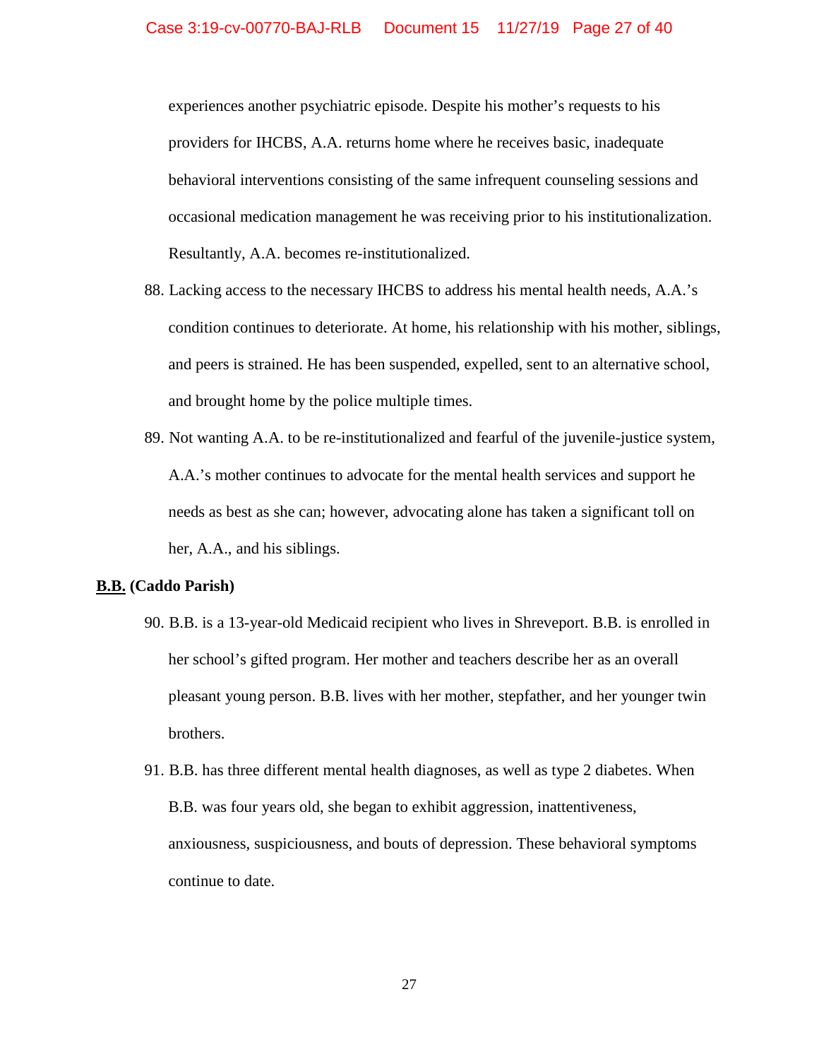experiences another psychiatric episode. Despite his mother's requests to his providers for IHCBS, A.A. returns home where he receives basic, inadequate behavioral interventions consisting of the same infrequent counseling sessions and occasional medication management he was receiving prior to his institutionalization. Resultantly, A.A. becomes re-institutionalized.

88. Lacking access to the necessary IHCBS to address his mental health needs, A.A.'s condition continues to deteriorate. At home, his relationship with his mother, siblings, and peers is strained. He has been suspended, expelled, sent to an alternative school, and brought home by the police multiple times.

89. Not wanting A.A. to be re-institutionalized and fearful of the juvenile-justice system, A.A.'s mother continues to advocate for the mental health services and support he needs as best as she can; however, advocating alone has taken a significant toll on her, A.A., and his siblings.

**<u>B.B.</u> (Caddo Parish)**

90. B.B. is a 13-year-old Medicaid recipient who lives in Shreveport. B.B. is enrolled in her school's gifted program. Her mother and teachers describe her as an overall pleasant young person. B.B. lives with her mother, stepfather, and her younger twin brothers.

91. B.B. has three different mental health diagnoses, as well as type 2 diabetes. When B.B. was four years old, she began to exhibit aggression, inattentiveness, anxiousness, suspiciousness, and bouts of depression. These behavioral symptoms continue to date.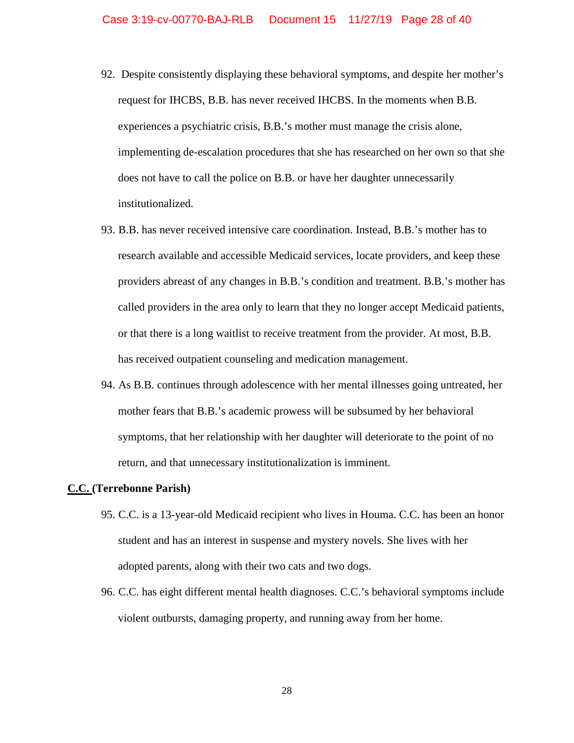92. Despite consistently displaying these behavioral symptoms, and despite her mother's request for IHCBS, B.B. has never received IHCBS. In the moments when B.B. experiences a psychiatric crisis, B.B.'s mother must manage the crisis alone, implementing de-escalation procedures that she has researched on her own so that she does not have to call the police on B.B. or have her daughter unnecessarily institutionalized.

93. B.B. has never received intensive care coordination. Instead, B.B.'s mother has to research available and accessible Medicaid services, locate providers, and keep these providers abreast of any changes in B.B.'s condition and treatment. B.B.'s mother has called providers in the area only to learn that they no longer accept Medicaid patients, or that there is a long waitlist to receive treatment from the provider. At most, B.B. has received outpatient counseling and medication management.

94. As B.B. continues through adolescence with her mental illnesses going untreated, her mother fears that B.B.'s academic prowess will be subsumed by her behavioral symptoms, that her relationship with her daughter will deteriorate to the point of no return, and that unnecessary institutionalization is imminent.

**C.C. (Terrebonne Parish)**

95. C.C. is a 13-year-old Medicaid recipient who lives in Houma. C.C. has been an honor student and has an interest in suspense and mystery novels. She lives with her adopted parents, along with their two cats and two dogs.

96. C.C. has eight different mental health diagnoses. C.C.'s behavioral symptoms include violent outbursts, damaging property, and running away from her home.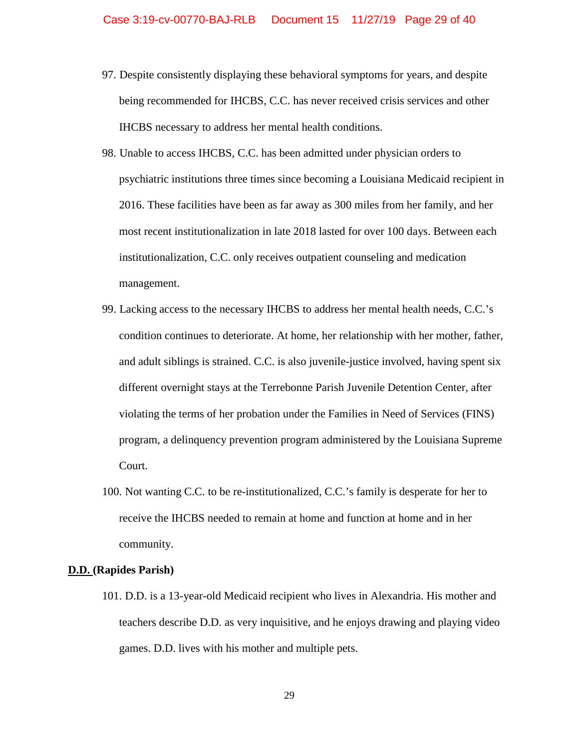97. Despite consistently displaying these behavioral symptoms for years, and despite being recommended for IHCBS, C.C. has never received crisis services and other IHCBS necessary to address her mental health conditions.

98. Unable to access IHCBS, C.C. has been admitted under physician orders to psychiatric institutions three times since becoming a Louisiana Medicaid recipient in 2016. These facilities have been as far away as 300 miles from her family, and her most recent institutionalization in late 2018 lasted for over 100 days. Between each institutionalization, C.C. only receives outpatient counseling and medication management.

99. Lacking access to the necessary IHCBS to address her mental health needs, C.C.'s condition continues to deteriorate. At home, her relationship with her mother, father, and adult siblings is strained. C.C. is also juvenile-justice involved, having spent six different overnight stays at the Terrebonne Parish Juvenile Detention Center, after violating the terms of her probation under the Families in Need of Services (FINS) program, a delinquency prevention program administered by the Louisiana Supreme Court.

100. Not wanting C.C. to be re-institutionalized, C.C.'s family is desperate for her to receive the IHCBS needed to remain at home and function at home and in her community.

**D.D. (Rapides Parish)**

101. D.D. is a 13-year-old Medicaid recipient who lives in Alexandria. His mother and teachers describe D.D. as very inquisitive, and he enjoys drawing and playing video games. D.D. lives with his mother and multiple pets.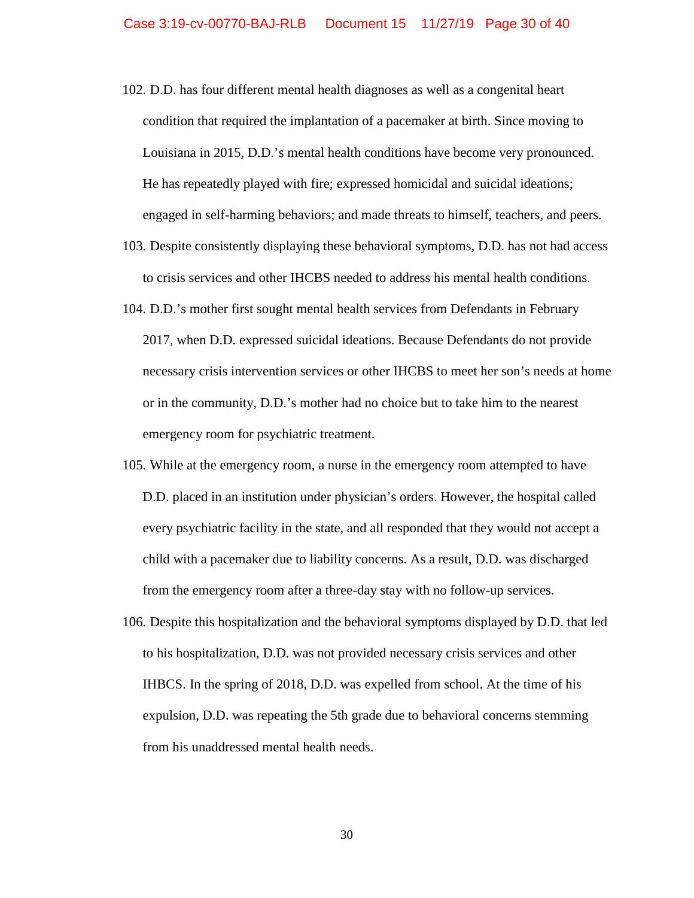102. D.D. has four different mental health diagnoses as well as a congenital heart condition that required the implantation of a pacemaker at birth. Since moving to Louisiana in 2015, D.D.'s mental health conditions have become very pronounced. He has repeatedly played with fire; expressed homicidal and suicidal ideations; engaged in self-harming behaviors; and made threats to himself, teachers, and peers.

103. Despite consistently displaying these behavioral symptoms, D.D. has not had access to crisis services and other IHCBS needed to address his mental health conditions.

104. D.D.'s mother first sought mental health services from Defendants in February 2017, when D.D. expressed suicidal ideations. Because Defendants do not provide necessary crisis intervention services or other IHCBS to meet her son's needs at home or in the community, D.D.'s mother had no choice but to take him to the nearest emergency room for psychiatric treatment.

105. While at the emergency room, a nurse in the emergency room attempted to have D.D. placed in an institution under physician's orders. However, the hospital called every psychiatric facility in the state, and all responded that they would not accept a child with a pacemaker due to liability concerns. As a result, D.D. was discharged from the emergency room after a three-day stay with no follow-up services.

106. Despite this hospitalization and the behavioral symptoms displayed by D.D. that led to his hospitalization, D.D. was not provided necessary crisis services and other IHBCS. In the spring of 2018, D.D. was expelled from school. At the time of his expulsion, D.D. was repeating the 5th grade due to behavioral concerns stemming from his unaddressed mental health needs.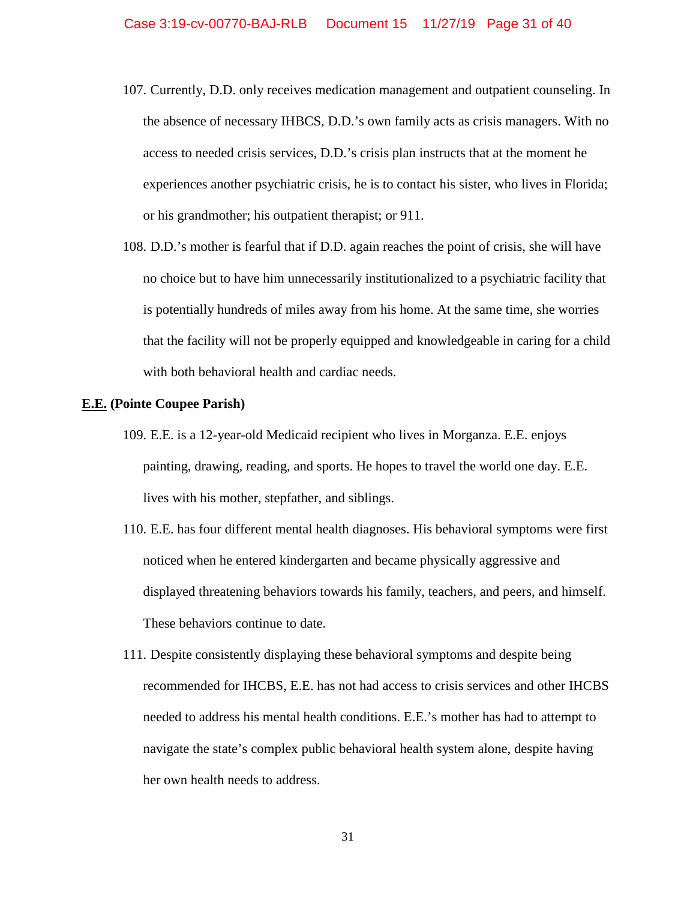107. Currently, D.D. only receives medication management and outpatient counseling. In the absence of necessary IHBCS, D.D.'s own family acts as crisis managers. With no access to needed crisis services, D.D.'s crisis plan instructs that at the moment he experiences another psychiatric crisis, he is to contact his sister, who lives in Florida; or his grandmother; his outpatient therapist; or 911.

108. D.D.'s mother is fearful that if D.D. again reaches the point of crisis, she will have no choice but to have him unnecessarily institutionalized to a psychiatric facility that is potentially hundreds of miles away from his home. At the same time, she worries that the facility will not be properly equipped and knowledgeable in caring for a child with both behavioral health and cardiac needs.

**<u>E.E.</u> (Pointe Coupee Parish)**

109. E.E. is a 12-year-old Medicaid recipient who lives in Morganza. E.E. enjoys painting, drawing, reading, and sports. He hopes to travel the world one day. E.E. lives with his mother, stepfather, and siblings.

110. E.E. has four different mental health diagnoses. His behavioral symptoms were first noticed when he entered kindergarten and became physically aggressive and displayed threatening behaviors towards his family, teachers, and peers, and himself. These behaviors continue to date.

111. Despite consistently displaying these behavioral symptoms and despite being recommended for IHCBS, E.E. has not had access to crisis services and other IHCBS needed to address his mental health conditions. E.E.'s mother has had to attempt to navigate the state's complex public behavioral health system alone, despite having her own health needs to address.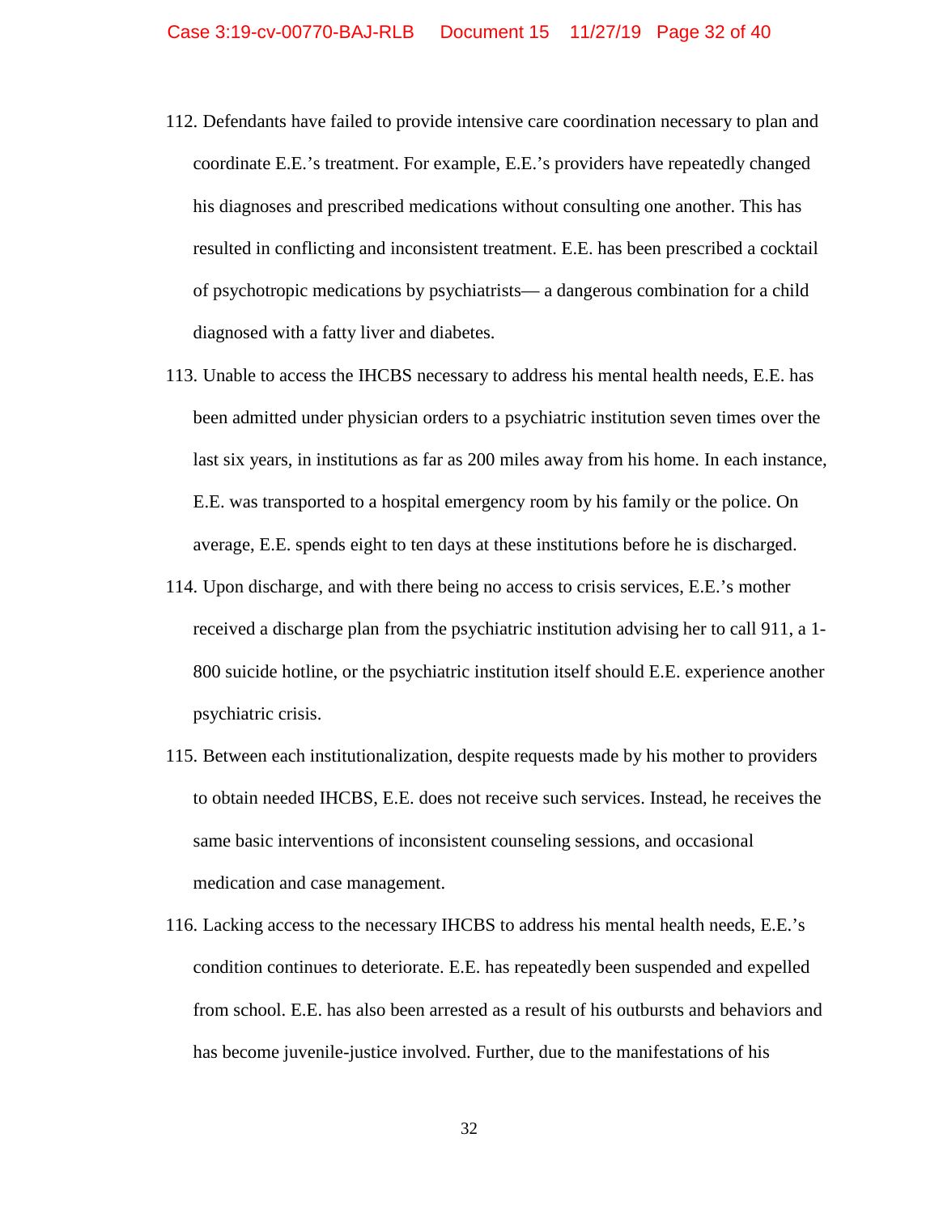112. Defendants have failed to provide intensive care coordination necessary to plan and coordinate E.E.'s treatment. For example, E.E.'s providers have repeatedly changed his diagnoses and prescribed medications without consulting one another. This has resulted in conflicting and inconsistent treatment. E.E. has been prescribed a cocktail of psychotropic medications by psychiatrists— a dangerous combination for a child diagnosed with a fatty liver and diabetes.

113. Unable to access the IHCBS necessary to address his mental health needs, E.E. has been admitted under physician orders to a psychiatric institution seven times over the last six years, in institutions as far as 200 miles away from his home. In each instance, E.E. was transported to a hospital emergency room by his family or the police. On average, E.E. spends eight to ten days at these institutions before he is discharged.

114. Upon discharge, and with there being no access to crisis services, E.E.'s mother received a discharge plan from the psychiatric institution advising her to call 911, a 1-800 suicide hotline, or the psychiatric institution itself should E.E. experience another psychiatric crisis.

115. Between each institutionalization, despite requests made by his mother to providers to obtain needed IHCBS, E.E. does not receive such services. Instead, he receives the same basic interventions of inconsistent counseling sessions, and occasional medication and case management.

116. Lacking access to the necessary IHCBS to address his mental health needs, E.E.'s condition continues to deteriorate. E.E. has repeatedly been suspended and expelled from school. E.E. has also been arrested as a result of his outbursts and behaviors and has become juvenile-justice involved. Further, due to the manifestations of his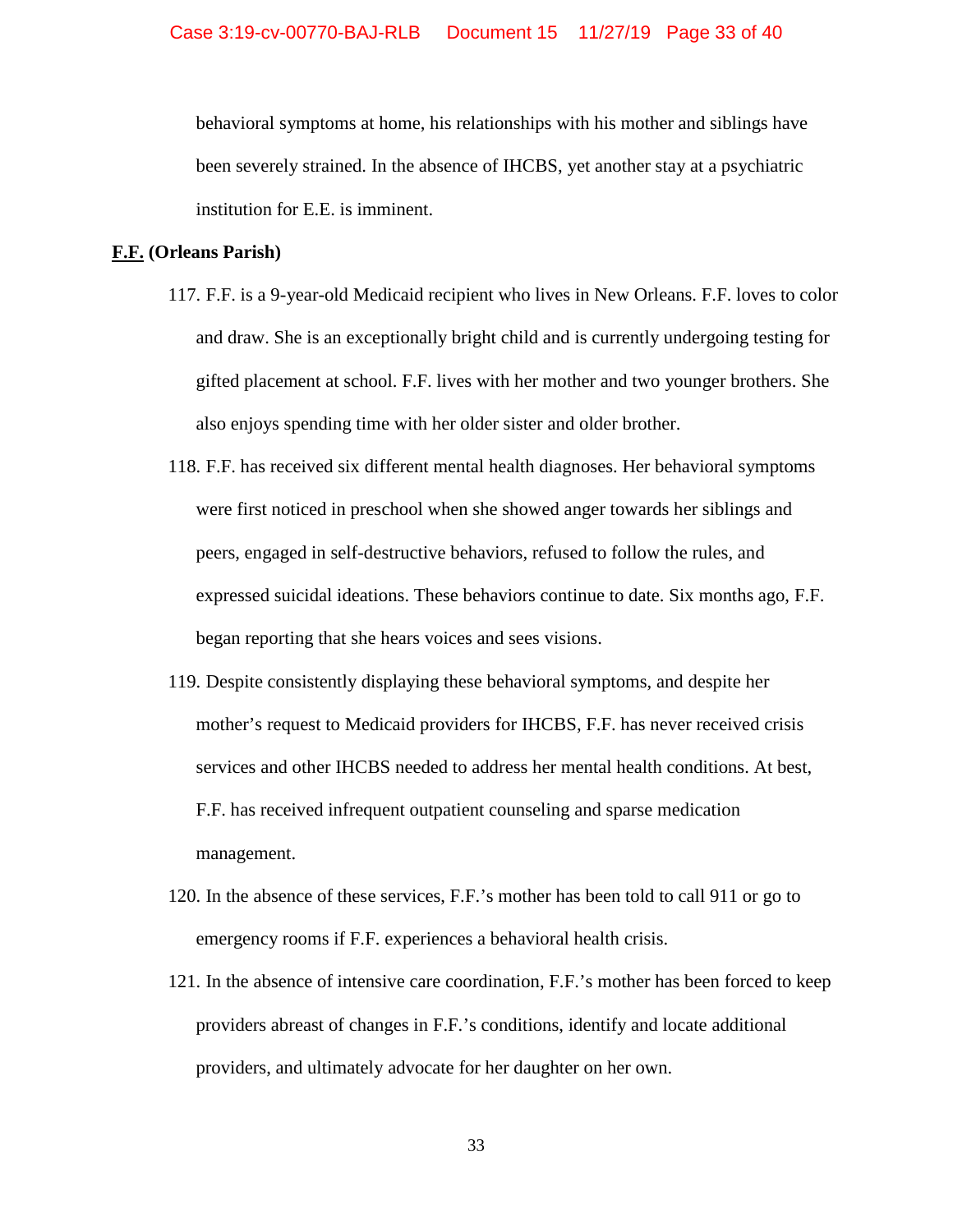behavioral symptoms at home, his relationships with his mother and siblings have been severely strained. In the absence of IHCBS, yet another stay at a psychiatric institution for E.E. is imminent.

**<u>F.F.</u> (Orleans Parish)**

117. F.F. is a 9-year-old Medicaid recipient who lives in New Orleans. F.F. loves to color and draw. She is an exceptionally bright child and is currently undergoing testing for gifted placement at school. F.F. lives with her mother and two younger brothers. She also enjoys spending time with her older sister and older brother.

118. F.F. has received six different mental health diagnoses. Her behavioral symptoms were first noticed in preschool when she showed anger towards her siblings and peers, engaged in self-destructive behaviors, refused to follow the rules, and expressed suicidal ideations. These behaviors continue to date. Six months ago, F.F. began reporting that she hears voices and sees visions.

119. Despite consistently displaying these behavioral symptoms, and despite her mother's request to Medicaid providers for IHCBS, F.F. has never received crisis services and other IHCBS needed to address her mental health conditions. At best, F.F. has received infrequent outpatient counseling and sparse medication management.

120. In the absence of these services, F.F.'s mother has been told to call 911 or go to emergency rooms if F.F. experiences a behavioral health crisis.

121. In the absence of intensive care coordination, F.F.'s mother has been forced to keep providers abreast of changes in F.F.'s conditions, identify and locate additional providers, and ultimately advocate for her daughter on her own.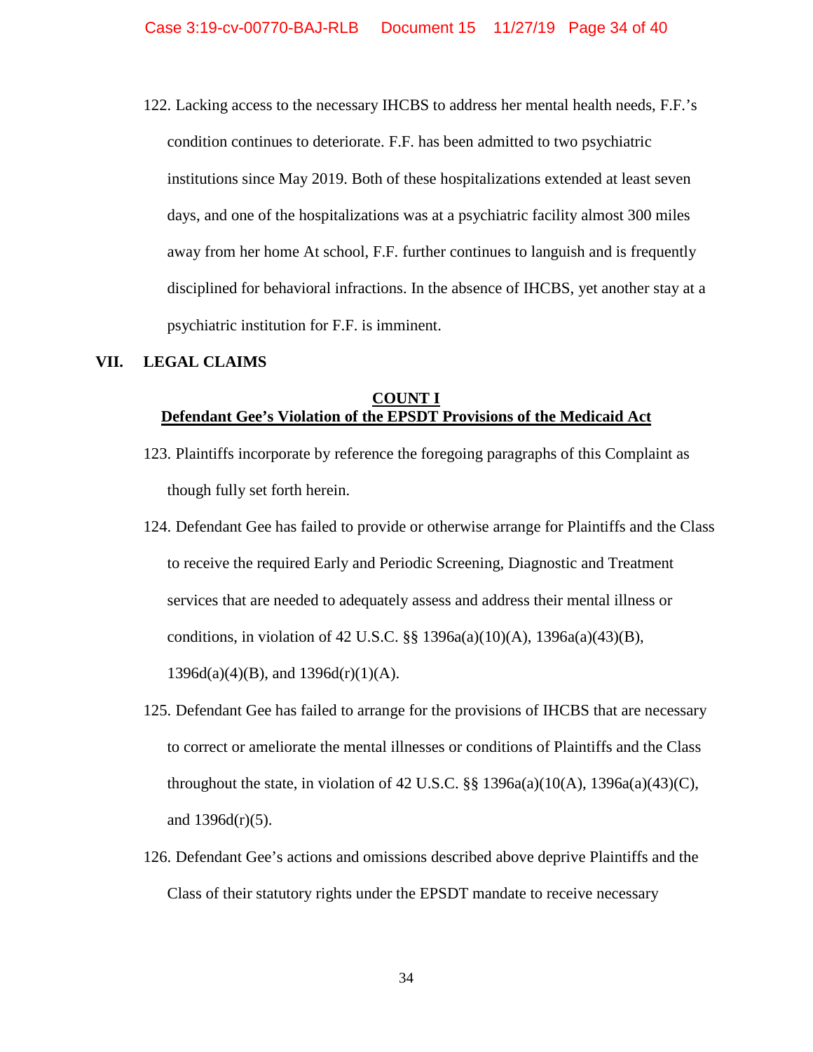122. Lacking access to the necessary IHCBS to address her mental health needs, F.F.'s condition continues to deteriorate. F.F. has been admitted to two psychiatric institutions since May 2019. Both of these hospitalizations extended at least seven days, and one of the hospitalizations was at a psychiatric facility almost 300 miles away from her home At school, F.F. further continues to languish and is frequently disciplined for behavioral infractions. In the absence of IHCBS, yet another stay at a psychiatric institution for F.F. is imminent.

## VII. LEGAL CLAIMS

### COUNT I
### Defendant Gee's Violation of the EPSDT Provisions of the Medicaid Act

123. Plaintiffs incorporate by reference the foregoing paragraphs of this Complaint as though fully set forth herein.

124. Defendant Gee has failed to provide or otherwise arrange for Plaintiffs and the Class to receive the required Early and Periodic Screening, Diagnostic and Treatment services that are needed to adequately assess and address their mental illness or conditions, in violation of 42 U.S.C. §§ 1396a(a)(10)(A), 1396a(a)(43)(B), 1396d(a)(4)(B), and 1396d(r)(1)(A).

125. Defendant Gee has failed to arrange for the provisions of IHCBS that are necessary to correct or ameliorate the mental illnesses or conditions of Plaintiffs and the Class throughout the state, in violation of 42 U.S.C. §§ 1396a(a)(10(A), 1396a(a)(43)(C), and 1396d(r)(5).

126. Defendant Gee's actions and omissions described above deprive Plaintiffs and the Class of their statutory rights under the EPSDT mandate to receive necessary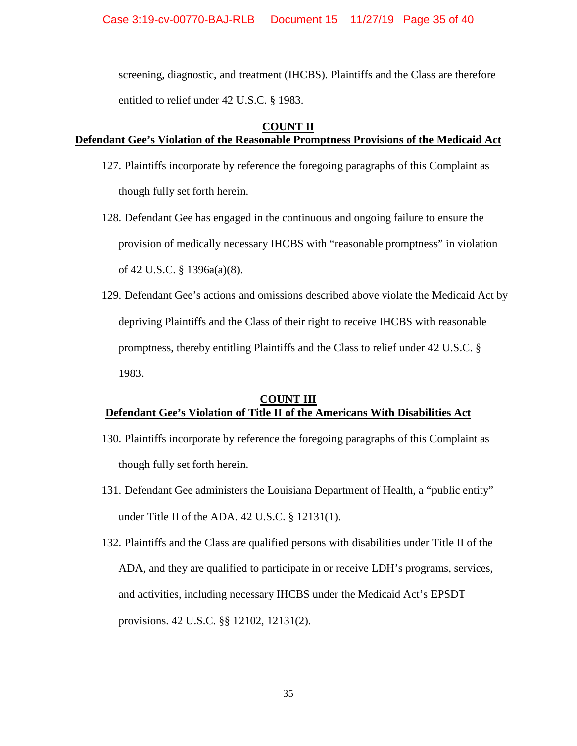screening, diagnostic, and treatment (IHCBS). Plaintiffs and the Class are therefore entitled to relief under 42 U.S.C. § 1983.

**COUNT II**
**Defendant Gee's Violation of the Reasonable Promptness Provisions of the Medicaid Act**

127. Plaintiffs incorporate by reference the foregoing paragraphs of this Complaint as though fully set forth herein.

128. Defendant Gee has engaged in the continuous and ongoing failure to ensure the provision of medically necessary IHCBS with "reasonable promptness" in violation of 42 U.S.C. § 1396a(a)(8).

129. Defendant Gee's actions and omissions described above violate the Medicaid Act by depriving Plaintiffs and the Class of their right to receive IHCBS with reasonable promptness, thereby entitling Plaintiffs and the Class to relief under 42 U.S.C. § 1983.

**COUNT III**
**Defendant Gee's Violation of Title II of the Americans With Disabilities Act**

130. Plaintiffs incorporate by reference the foregoing paragraphs of this Complaint as though fully set forth herein.

131. Defendant Gee administers the Louisiana Department of Health, a "public entity" under Title II of the ADA. 42 U.S.C. § 12131(1).

132. Plaintiffs and the Class are qualified persons with disabilities under Title II of the ADA, and they are qualified to participate in or receive LDH's programs, services, and activities, including necessary IHCBS under the Medicaid Act's EPSDT provisions. 42 U.S.C. §§ 12102, 12131(2).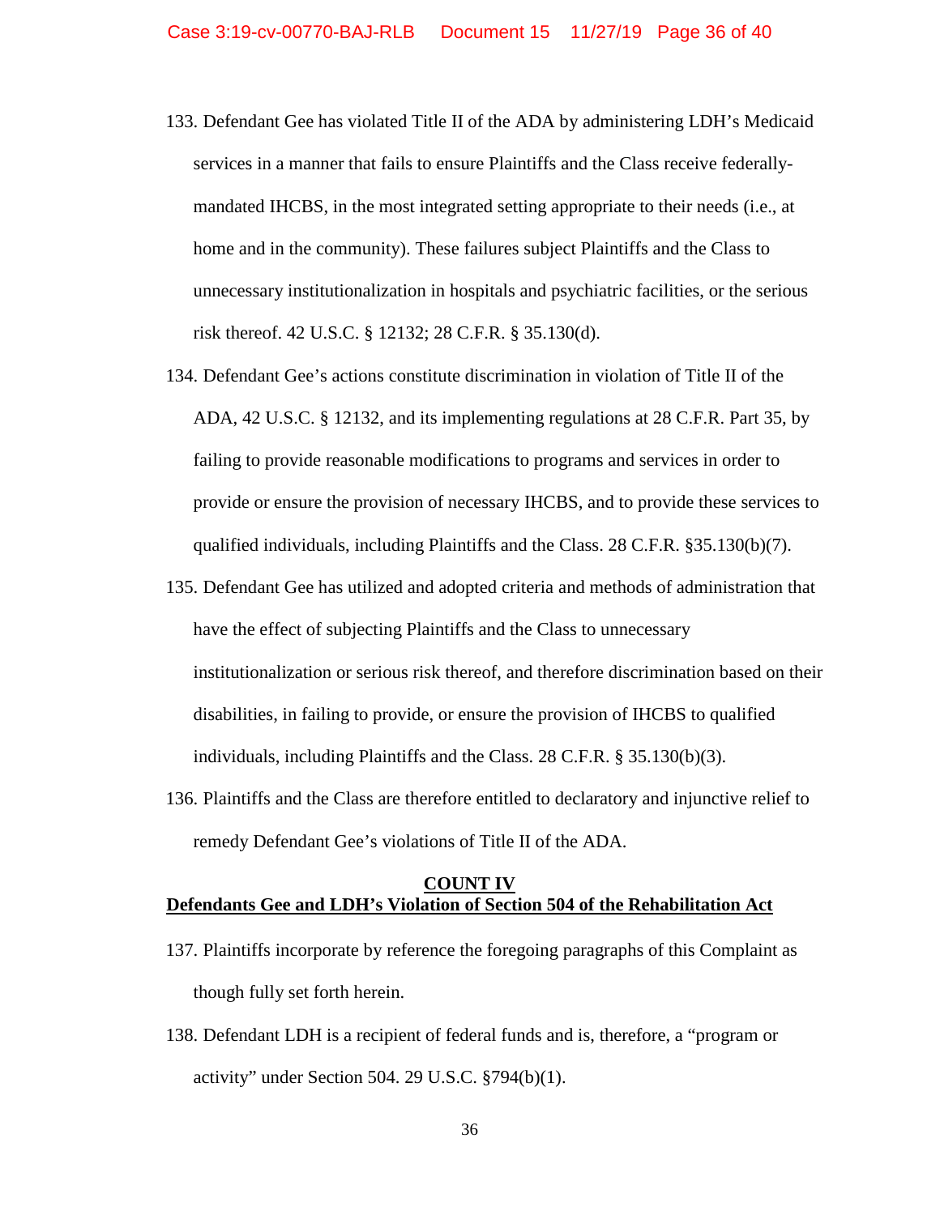133. Defendant Gee has violated Title II of the ADA by administering LDH's Medicaid services in a manner that fails to ensure Plaintiffs and the Class receive federally-mandated IHCBS, in the most integrated setting appropriate to their needs (i.e., at home and in the community). These failures subject Plaintiffs and the Class to unnecessary institutionalization in hospitals and psychiatric facilities, or the serious risk thereof. 42 U.S.C. § 12132; 28 C.F.R. § 35.130(d).

134. Defendant Gee's actions constitute discrimination in violation of Title II of the ADA, 42 U.S.C. § 12132, and its implementing regulations at 28 C.F.R. Part 35, by failing to provide reasonable modifications to programs and services in order to provide or ensure the provision of necessary IHCBS, and to provide these services to qualified individuals, including Plaintiffs and the Class. 28 C.F.R. §35.130(b)(7).

135. Defendant Gee has utilized and adopted criteria and methods of administration that have the effect of subjecting Plaintiffs and the Class to unnecessary institutionalization or serious risk thereof, and therefore discrimination based on their disabilities, in failing to provide, or ensure the provision of IHCBS to qualified individuals, including Plaintiffs and the Class. 28 C.F.R. § 35.130(b)(3).

136. Plaintiffs and the Class are therefore entitled to declaratory and injunctive relief to remedy Defendant Gee's violations of Title II of the ADA.

## COUNT IV

## Defendants Gee and LDH's Violation of Section 504 of the Rehabilitation Act

137. Plaintiffs incorporate by reference the foregoing paragraphs of this Complaint as though fully set forth herein.

138. Defendant LDH is a recipient of federal funds and is, therefore, a "program or activity" under Section 504. 29 U.S.C. §794(b)(1).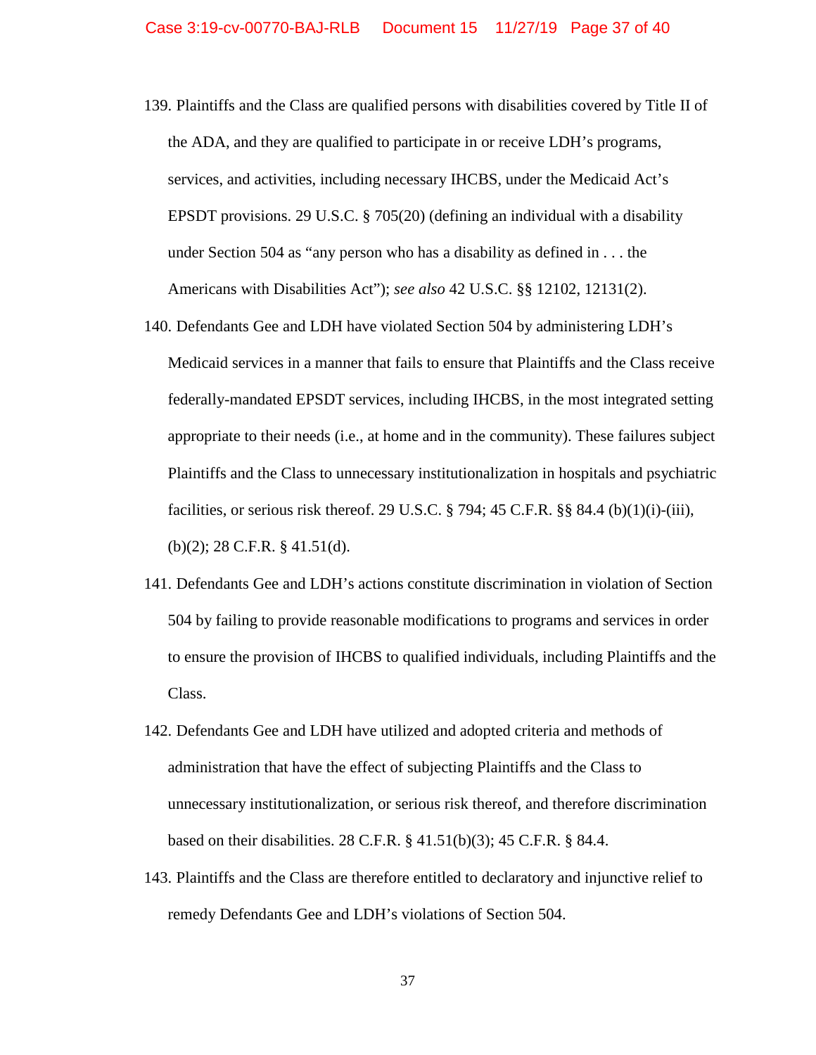139. Plaintiffs and the Class are qualified persons with disabilities covered by Title II of the ADA, and they are qualified to participate in or receive LDH's programs, services, and activities, including necessary IHCBS, under the Medicaid Act's EPSDT provisions. 29 U.S.C. § 705(20) (defining an individual with a disability under Section 504 as "any person who has a disability as defined in . . . the Americans with Disabilities Act"); *see also* 42 U.S.C. §§ 12102, 12131(2).

140. Defendants Gee and LDH have violated Section 504 by administering LDH's Medicaid services in a manner that fails to ensure that Plaintiffs and the Class receive federally-mandated EPSDT services, including IHCBS, in the most integrated setting appropriate to their needs (i.e., at home and in the community). These failures subject Plaintiffs and the Class to unnecessary institutionalization in hospitals and psychiatric facilities, or serious risk thereof. 29 U.S.C. § 794; 45 C.F.R. §§ 84.4 (b)(1)(i)-(iii), (b)(2); 28 C.F.R. § 41.51(d).

141. Defendants Gee and LDH's actions constitute discrimination in violation of Section 504 by failing to provide reasonable modifications to programs and services in order to ensure the provision of IHCBS to qualified individuals, including Plaintiffs and the Class.

142. Defendants Gee and LDH have utilized and adopted criteria and methods of administration that have the effect of subjecting Plaintiffs and the Class to unnecessary institutionalization, or serious risk thereof, and therefore discrimination based on their disabilities. 28 C.F.R. § 41.51(b)(3); 45 C.F.R. § 84.4.

143. Plaintiffs and the Class are therefore entitled to declaratory and injunctive relief to remedy Defendants Gee and LDH's violations of Section 504.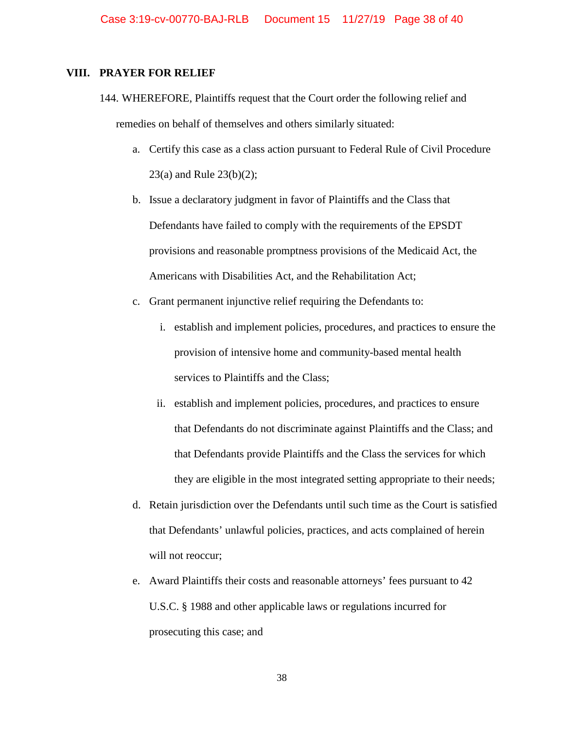## VIII. PRAYER FOR RELIEF

144. WHEREFORE, Plaintiffs request that the Court order the following relief and remedies on behalf of themselves and others similarly situated:

a. Certify this case as a class action pursuant to Federal Rule of Civil Procedure 23(a) and Rule 23(b)(2);

b. Issue a declaratory judgment in favor of Plaintiffs and the Class that Defendants have failed to comply with the requirements of the EPSDT provisions and reasonable promptness provisions of the Medicaid Act, the Americans with Disabilities Act, and the Rehabilitation Act;

c. Grant permanent injunctive relief requiring the Defendants to:

   i. establish and implement policies, procedures, and practices to ensure the provision of intensive home and community-based mental health services to Plaintiffs and the Class;

   ii. establish and implement policies, procedures, and practices to ensure that Defendants do not discriminate against Plaintiffs and the Class; and that Defendants provide Plaintiffs and the Class the services for which they are eligible in the most integrated setting appropriate to their needs;

d. Retain jurisdiction over the Defendants until such time as the Court is satisfied that Defendants' unlawful policies, practices, and acts complained of herein will not reoccur;

e. Award Plaintiffs their costs and reasonable attorneys' fees pursuant to 42 U.S.C. § 1988 and other applicable laws or regulations incurred for prosecuting this case; and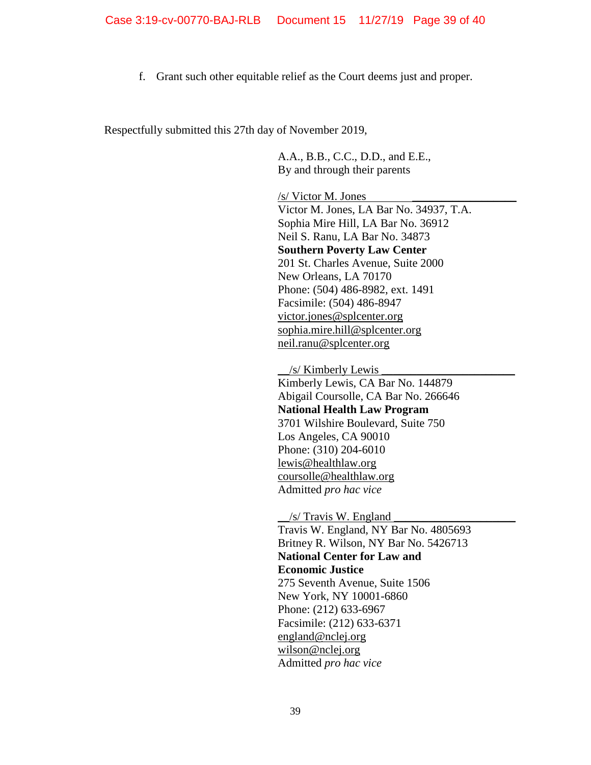f. Grant such other equitable relief as the Court deems just and proper.

Respectfully submitted this 27th day of November 2019,

A.A., B.B., C.C., D.D., and E.E.,
By and through their parents

/s/ Victor M. Jones
Victor M. Jones, LA Bar No. 34937, T.A.
Sophia Mire Hill, LA Bar No. 36912
Neil S. Ranu, LA Bar No. 34873
**Southern Poverty Law Center**
201 St. Charles Avenue, Suite 2000
New Orleans, LA 70170
Phone: (504) 486-8982, ext. 1491
Facsimile: (504) 486-8947
victor.jones@splcenter.org
sophia.mire.hill@splcenter.org
neil.ranu@splcenter.org

/s/ Kimberly Lewis
Kimberly Lewis, CA Bar No. 144879
Abigail Coursolle, CA Bar No. 266646
**National Health Law Program**
3701 Wilshire Boulevard, Suite 750
Los Angeles, CA 90010
Phone: (310) 204-6010
lewis@healthlaw.org
coursolle@healthlaw.org
Admitted *pro hac vice*

/s/ Travis W. England
Travis W. England, NY Bar No. 4805693
Britney R. Wilson, NY Bar No. 5426713
**National Center for Law and Economic Justice**
275 Seventh Avenue, Suite 1506
New York, NY 10001-6860
Phone: (212) 633-6967
Facsimile: (212) 633-6371
england@nclej.org
wilson@nclej.org
Admitted *pro hac vice*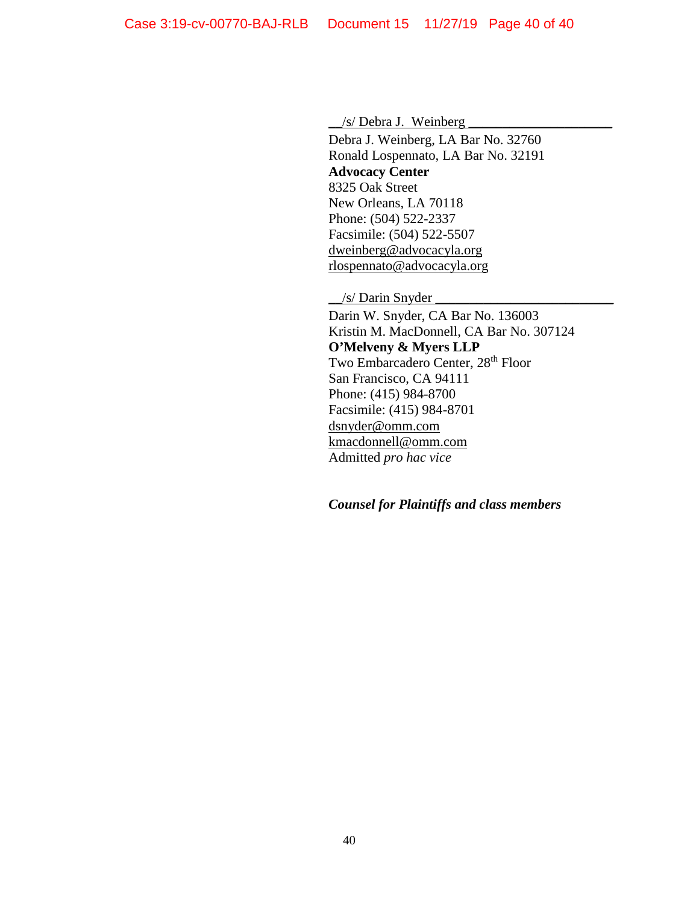__/s/ Debra J. Weinberg ____________________

Debra J. Weinberg, LA Bar No. 32760
Ronald Lospennato, LA Bar No. 32191
**Advocacy Center**
8325 Oak Street
New Orleans, LA 70118
Phone: (504) 522-2337
Facsimile: (504) 522-5507
dweinberg@advocacyla.org
rlospennato@advocacyla.org

__/s/ Darin Snyder ________________________

Darin W. Snyder, CA Bar No. 136003
Kristin M. MacDonnell, CA Bar No. 307124
**O'Melveny & Myers LLP**
Two Embarcadero Center, 28th Floor
San Francisco, CA 94111
Phone: (415) 984-8700
Facsimile: (415) 984-8701
dsnyder@omm.com
kmacdonnell@omm.com
Admitted *pro hac vice*

***Counsel for Plaintiffs and class members***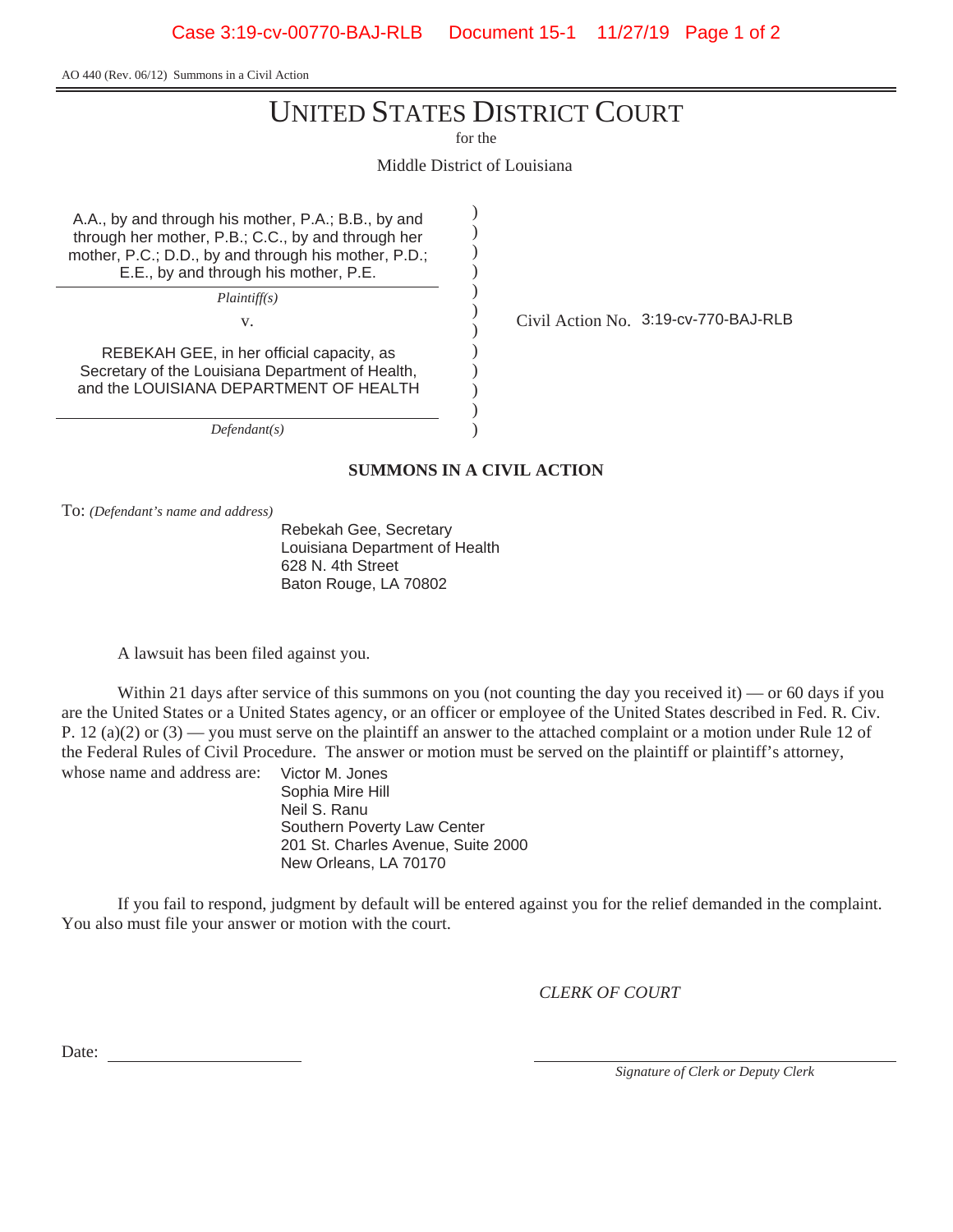AO 440 (Rev. 06/12) Summons in a Civil Action

# UNITED STATES DISTRICT COURT

for the

Middle District of Louisiana

A.A., by and through his mother, P.A.; B.B., by and through her mother, P.B.; C.C., by and through her mother, P.C.; D.D., by and through his mother, P.D.; E.E., by and through his mother, P.E.

*Plaintiff(s)*

v.

REBEKAH GEE, in her official capacity, as Secretary of the Louisiana Department of Health, and the LOUISIANA DEPARTMENT OF HEALTH

*Defendant(s)*

Civil Action No. 3:19-cv-770-BAJ-RLB

## SUMMONS IN A CIVIL ACTION

To: *(Defendant's name and address)*

Rebekah Gee, Secretary
Louisiana Department of Health
628 N. 4th Street
Baton Rouge, LA 70802

A lawsuit has been filed against you.

Within 21 days after service of this summons on you (not counting the day you received it) — or 60 days if you are the United States or a United States agency, or an officer or employee of the United States described in Fed. R. Civ. P. 12 (a)(2) or (3) — you must serve on the plaintiff an answer to the attached complaint or a motion under Rule 12 of the Federal Rules of Civil Procedure. The answer or motion must be served on the plaintiff or plaintiff's attorney, whose name and address are:

Victor M. Jones
Sophia Mire Hill
Neil S. Ranu
Southern Poverty Law Center
201 St. Charles Avenue, Suite 2000
New Orleans, LA 70170

If you fail to respond, judgment by default will be entered against you for the relief demanded in the complaint. You also must file your answer or motion with the court.

*CLERK OF COURT*

Date: ______________________

______________________________
*Signature of Clerk or Deputy Clerk*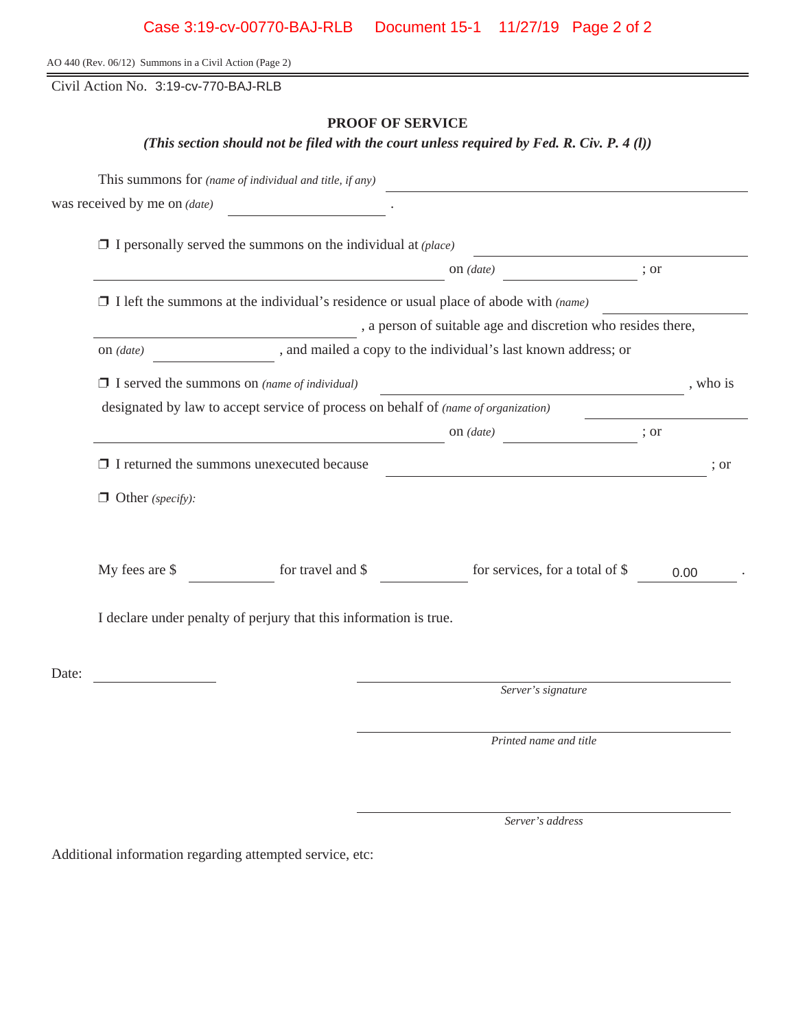AO 440 (Rev. 06/12) Summons in a Civil Action (Page 2)

Civil Action No. 3:19-cv-770-BAJ-RLB

## PROOF OF SERVICE

***(This section should not be filed with the court unless required by Fed. R. Civ. P. 4 (l))***

This summons for *(name of individual and title, if any)* ____________________
was received by me on *(date)* ____________ .

❒ I personally served the summons on the individual at *(place)* ____________________ on *(date)* ____________ ; or

❒ I left the summons at the individual's residence or usual place of abode with *(name)* ____________________ , a person of suitable age and discretion who resides there, on *(date)* ____________ , and mailed a copy to the individual's last known address; or

❒ I served the summons on *(name of individual)* ____________________ , who is designated by law to accept service of process on behalf of *(name of organization)* ____________________ on *(date)* ____________ ; or

❒ I returned the summons unexecuted because ____________________ ; or

❒ Other *(specify)*:

My fees are $ ________ for travel and $ ________ for services, for a total of $ 0.00 .

I declare under penalty of perjury that this information is true.

Date: ____________

____________________
*Server's signature*

____________________
*Printed name and title*

____________________
*Server's address*

Additional information regarding attempted service, etc: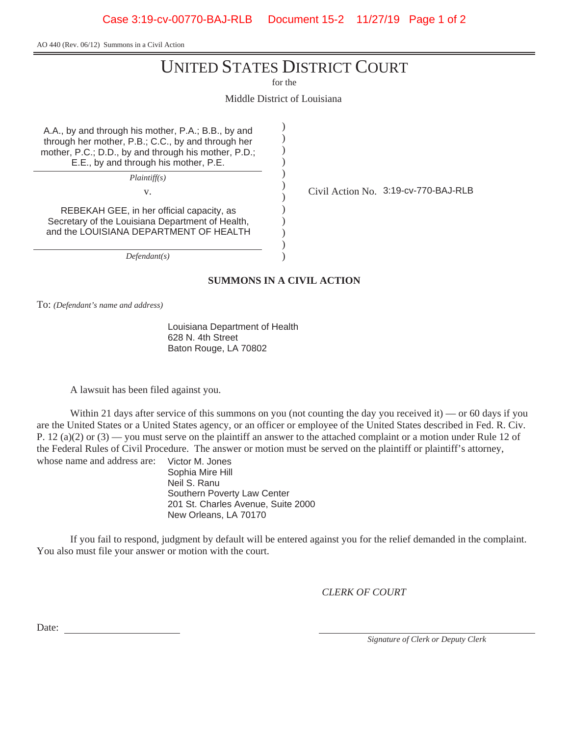AO 440 (Rev. 06/12) Summons in a Civil Action

# UNITED STATES DISTRICT COURT

for the

Middle District of Louisiana

A.A., by and through his mother, P.A.; B.B., by and through her mother, P.B.; C.C., by and through her mother, P.C.; D.D., by and through his mother, P.D.; E.E., by and through his mother, P.E.

*Plaintiff(s)*

v.

REBEKAH GEE, in her official capacity, as Secretary of the Louisiana Department of Health, and the LOUISIANA DEPARTMENT OF HEALTH

*Defendant(s)*

Civil Action No. 3:19-cv-770-BAJ-RLB

## SUMMONS IN A CIVIL ACTION

To: *(Defendant's name and address)*

Louisiana Department of Health
628 N. 4th Street
Baton Rouge, LA 70802

A lawsuit has been filed against you.

Within 21 days after service of this summons on you (not counting the day you received it) — or 60 days if you are the United States or a United States agency, or an officer or employee of the United States described in Fed. R. Civ. P. 12 (a)(2) or (3) — you must serve on the plaintiff an answer to the attached complaint or a motion under Rule 12 of the Federal Rules of Civil Procedure. The answer or motion must be served on the plaintiff or plaintiff's attorney, whose name and address are:

Victor M. Jones
Sophia Mire Hill
Neil S. Ranu
Southern Poverty Law Center
201 St. Charles Avenue, Suite 2000
New Orleans, LA 70170

If you fail to respond, judgment by default will be entered against you for the relief demanded in the complaint. You also must file your answer or motion with the court.

*CLERK OF COURT*

Date: ______________________

______________________
*Signature of Clerk or Deputy Clerk*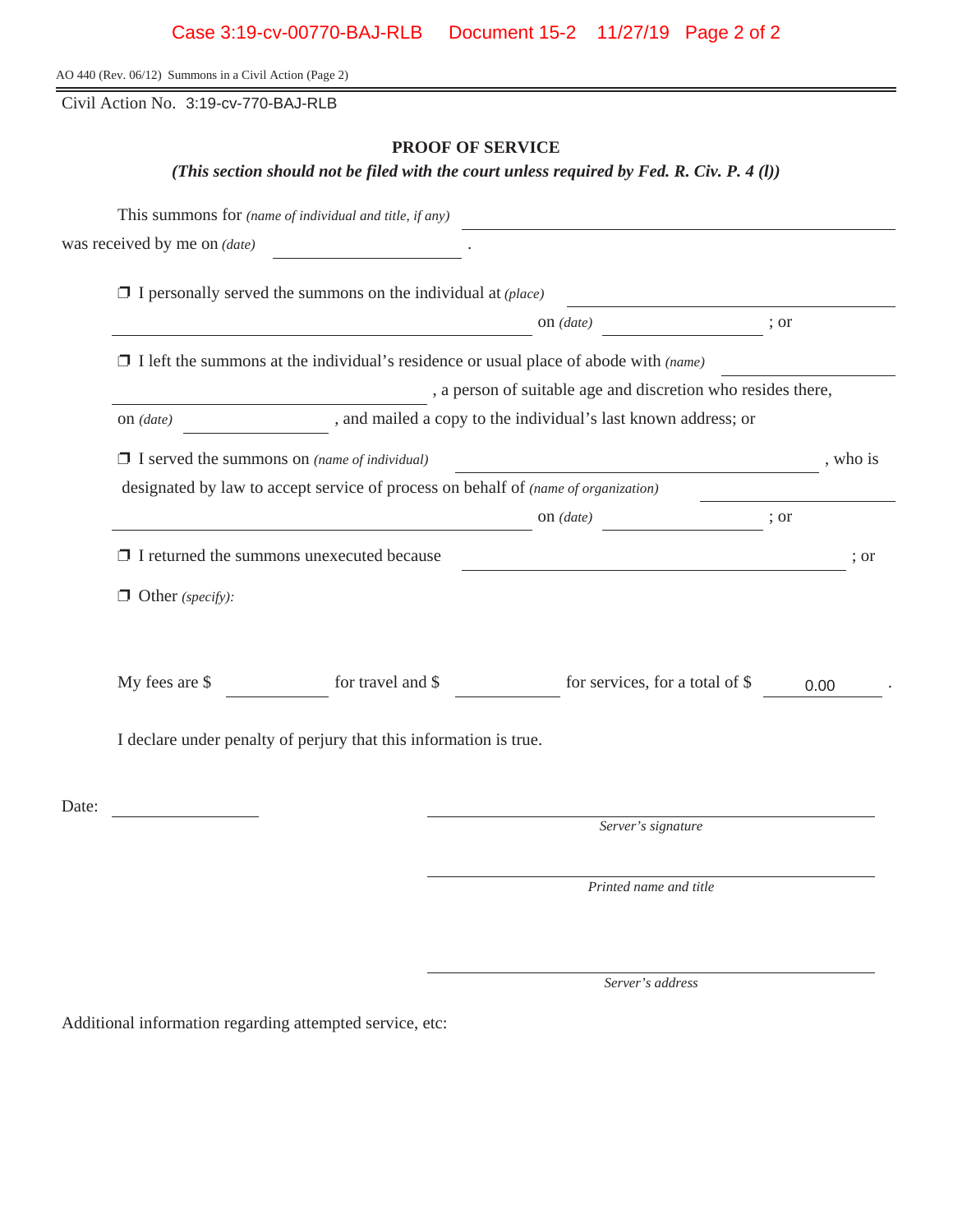AO 440 (Rev. 06/12) Summons in a Civil Action (Page 2)

Civil Action No. 3:19-cv-770-BAJ-RLB

## PROOF OF SERVICE

***(This section should not be filed with the court unless required by Fed. R. Civ. P. 4 (l))***

This summons for *(name of individual and title, if any)* ______________________________
was received by me on *(date)* ______________ .

❒ I personally served the summons on the individual at *(place)* ______________________________
______________________________ on *(date)* ______________ ; or

❒ I left the summons at the individual's residence or usual place of abode with *(name)* ______________
______________________________ , a person of suitable age and discretion who resides there,
on *(date)* ______________ , and mailed a copy to the individual's last known address; or

❒ I served the summons on *(name of individual)* ______________________________ , who is
designated by law to accept service of process on behalf of *(name of organization)* ______________
______________________________ on *(date)* ______________ ; or

❒ I returned the summons unexecuted because ______________________________ ; or

❒ Other *(specify)*:

My fees are $ ________ for travel and $ ________ for services, for a total of $ 0.00 .

I declare under penalty of perjury that this information is true.

Date: ______________

______________________________
*Server's signature*

______________________________
*Printed name and title*

______________________________
*Server's address*

Additional information regarding attempted service, etc: